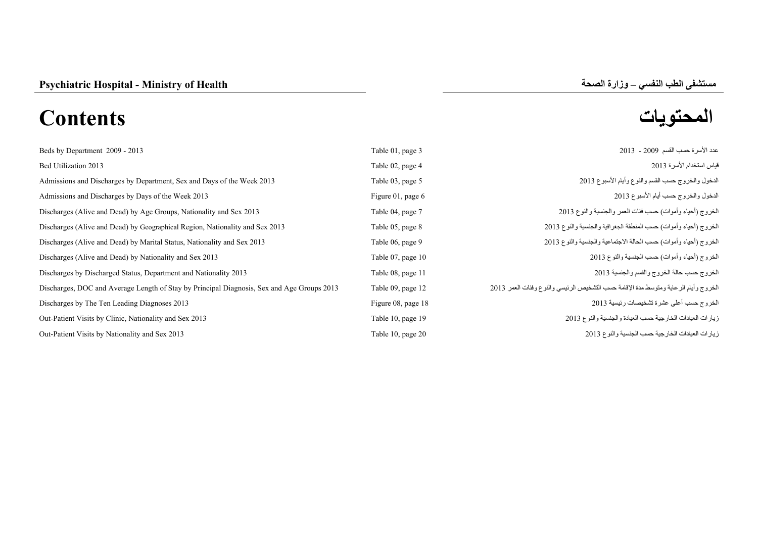**Psychiatric Hospital - Ministry of Health** | **مستشفى الطب النفسي – وزارة الصحة**

# Contents المحتويات

| Contents | Reference | المحتويات |
|---|---|---|
| Beds by Department 2009 - 2013 | Table 01, page 3 | عدد الأسرة حسب القسم 2009 - 2013 |
| Bed Utilization 2013 | Table 02, page 4 | قياس استخدام الأسرة 2013 |
| Admissions and Discharges by Department, Sex and Days of the Week 2013 | Table 03, page 5 | الدخول والخروج حسب القسم والنوع وأيام الأسبوع 2013 |
| Admissions and Discharges by Days of the Week 2013 | Figure 01, page 6 | الدخول والخروج حسب أيام الأسبوع 2013 |
| Discharges (Alive and Dead) by Age Groups, Nationality and Sex 2013 | Table 04, page 7 | الخروج (أحياء وأموات) حسب فئات العمر والجنسية والنوع 2013 |
| Discharges (Alive and Dead) by Geographical Region, Nationality and Sex 2013 | Table 05, page 8 | الخروج (أحياء وأموات) حسب المنطقة الجغرافية والجنسية والنوع 2013 |
| Discharges (Alive and Dead) by Marital Status, Nationality and Sex 2013 | Table 06, page 9 | الخروج (أحياء وأموات) حسب الحالة الاجتماعية والجنسية والنوع 2013 |
| Discharges (Alive and Dead) by Nationality and Sex 2013 | Table 07, page 10 | الخروج (أحياء وأموات) حسب الجنسية والنوع 2013 |
| Discharges by Discharged Status, Department and Nationality 2013 | Table 08, page 11 | الخروج حسب حالة الخروج والقسم والجنسية 2013 |
| Discharges, DOC and Average Length of Stay by Principal Diagnosis, Sex and Age Groups 2013 | Table 09, page 12 | الخروج وأيام الرعاية ومتوسط مدة الإقامة حسب التشخيص الرئيسي والنوع وفئات العمر 2013 |
| Discharges by The Ten Leading Diagnoses 2013 | Figure 08, page 18 | الخروج حسب أعلى عشرة تشخيصات رئيسية 2013 |
| Out-Patient Visits by Clinic, Nationality and Sex 2013 | Table 10, page 19 | زيارات العيادات الخارجية حسب العيادة والجنسية والنوع 2013 |
| Out-Patient Visits by Nationality and Sex 2013 | Table 10, page 20 | زيارات العيادات الخارجية حسب الجنسية والنوع 2013 |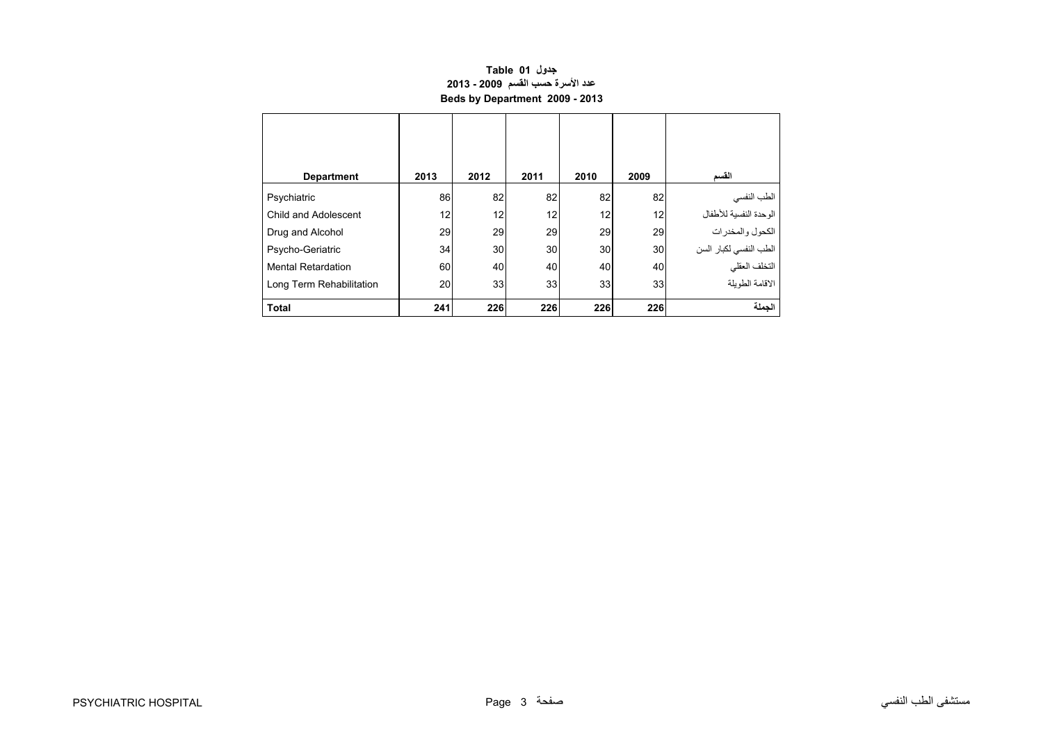**Table 01 جدول**

**عدد الأسرة حسب القسم 2009 - 2013**

**Beds by Department 2009 - 2013**

| Department | 2013 | 2012 | 2011 | 2010 | 2009 | القسم |
|---|---|---|---|---|---|---|
| Psychiatric | 86 | 82 | 82 | 82 | 82 | الطب النفسي |
| Child and Adolescent | 12 | 12 | 12 | 12 | 12 | الوحدة النفسية للأطفال |
| Drug and Alcohol | 29 | 29 | 29 | 29 | 29 | الكحول والمخدرات |
| Psycho-Geriatric | 34 | 30 | 30 | 30 | 30 | الطب النفسي لكبار السن |
| Mental Retardation | 60 | 40 | 40 | 40 | 40 | التخلف العقلي |
| Long Term Rehabilitation | 20 | 33 | 33 | 33 | 33 | الاقامة الطويلة |
| **Total** | **241** | **226** | **226** | **226** | **226** | **الجملة** |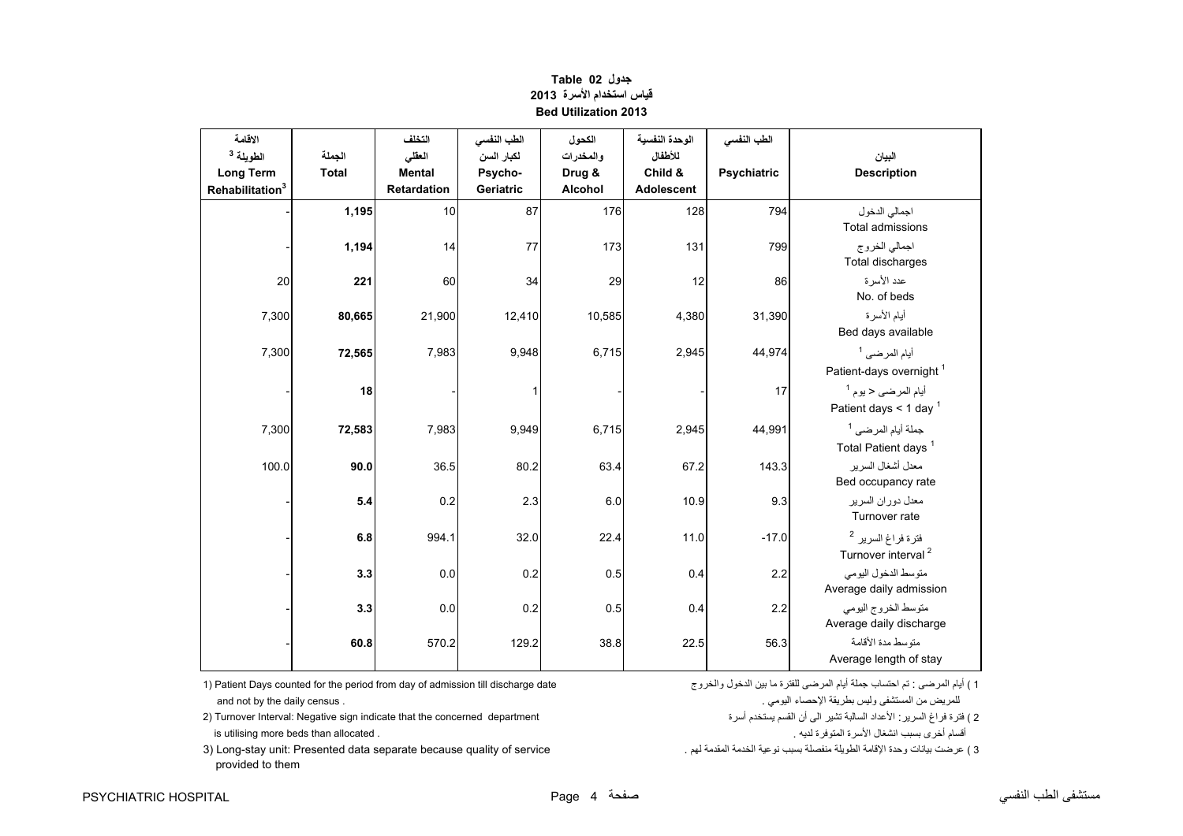# جدول 02 Table
## قياس استخدام الأسرة 2013
## Bed Utilization 2013

| الاقامة الطويلة [3] Long Term Rehabilitation[3] | الجملة Total | التخلف العقلي Mental Retardation | الطب النفسي لكبار السن Psycho-Geriatric | الكحول والمخدرات Drug & Alcohol | الوحدة النفسية للأطفال Child & Adolescent | الطب النفسي Psychiatric | البيان Description |
|---|---|---|---|---|---|---|---|
| - | **1,195** | 10 | 87 | 176 | 128 | 794 | اجمالي الدخول Total admissions |
| - | **1,194** | 14 | 77 | 173 | 131 | 799 | اجمالي الخروج Total discharges |
| 20 | **221** | 60 | 34 | 29 | 12 | 86 | عدد الأسرة No. of beds |
| 7,300 | **80,665** | 21,900 | 12,410 | 10,585 | 4,380 | 31,390 | أيام الأسرة Bed days available |
| 7,300 | **72,565** | 7,983 | 9,948 | 6,715 | 2,945 | 44,974 | أيام المرضى [1] Patient-days overnight [1] |
| - | **18** | - | 1 | - | - | 17 | أيام المرضى < يوم [1] Patient days < 1 day [1] |
| 7,300 | **72,583** | 7,983 | 9,949 | 6,715 | 2,945 | 44,991 | جملة أيام المرضى [1] Total Patient days [1] |
| 100.0 | **90.0** | 36.5 | 80.2 | 63.4 | 67.2 | 143.3 | معدل أشغال السرير Bed occupancy rate |
| - | **5.4** | 0.2 | 2.3 | 6.0 | 10.9 | 9.3 | معدل دوران السرير Turnover rate |
| - | **6.8** | 994.1 | 32.0 | 22.4 | 11.0 | -17.0 | فترة فراغ السرير [2] Turnover interval [2] |
| - | **3.3** | 0.0 | 0.2 | 0.5 | 0.4 | 2.2 | متوسط الدخول اليومي Average daily admission |
| - | **3.3** | 0.0 | 0.2 | 0.5 | 0.4 | 2.2 | متوسط الخروج اليومي Average daily discharge |
| - | **60.8** | 570.2 | 129.2 | 38.8 | 22.5 | 56.3 | متوسط مدة الأقامة Average length of stay |

1) Patient Days counted for the period from day of admission till discharge date and not by the daily census .

2) Turnover Interval: Negative sign indicate that the concerned department is utilising more beds than allocated .

3) Long-stay unit: Presented data separate because quality of service provided to them

1 ) أيام المرضى : تم احتساب جملة أيام المرضى للفترة ما بين الدخول والخروج للمريض من المستشفى وليس بطريقة الإحصاء اليومي .

2 ) فترة فراغ السرير: الأعداد السالبة تشير الى أن القسم يستخدم أسرة أقسام أخرى بسبب انشغال الأسرة المتوفرة لديه .

3 ) عرضت بيانات وحدة الإقامة الطويلة منفصلة بسبب نوعية الخدمة المقدمة لهم .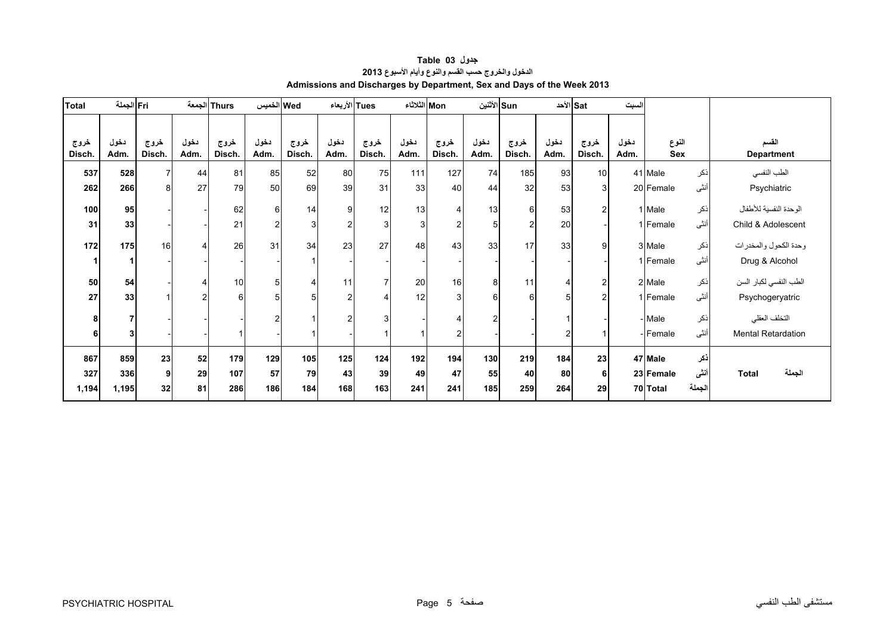# جدول 03 Table

**الدخول والخروج حسب القسم والنوع وأيام الأسبوع 2013**

**Admissions and Discharges by Department, Sex and Days of the Week 2013**

| Total الجملة | | Fri الجمعة | | Thurs الخميس | | Wed الأربعاء | | Tues الثلاثاء | | Mon الأثنين | | Sun الأحد | | Sat السبت | | النوع Sex | | القسم Department |
|---|---|---|---|---|---|---|---|---|---|---|---|---|---|---|---|---|---|---|
| خروج Disch. | دخول Adm. | خروج Disch. | دخول Adm. | خروج Disch. | دخول Adm. | خروج Disch. | دخول Adm. | خروج Disch. | دخول Adm. | خروج Disch. | دخول Adm. | خروج Disch. | دخول Adm. | خروج Disch. | دخول Adm. | | | |
| 537 | 528 | 7 | 44 | 81 | 85 | 52 | 80 | 75 | 111 | 127 | 74 | 185 | 93 | 10 | 41 | Male | ذكر | الطب النفسي |
| 262 | 266 | 8 | 27 | 79 | 50 | 69 | 39 | 31 | 33 | 40 | 44 | 32 | 53 | 3 | 20 | Female | أنثى | Psychiatric |
| 100 | 95 | - | - | 62 | 6 | 14 | 9 | 12 | 13 | 4 | 13 | 6 | 53 | 2 | 1 | Male | ذكر | الوحدة النفسية للأطفال |
| 31 | 33 | - | - | 21 | 2 | 3 | 2 | 3 | 3 | 2 | 5 | 2 | 20 | - | 1 | Female | أنثى | Child & Adolescent |
| 172 | 175 | 16 | 4 | 26 | 31 | 34 | 23 | 27 | 48 | 43 | 33 | 17 | 33 | 9 | 3 | Male | ذكر | وحدة الكحول والمخدرات |
| 1 | 1 | - | - | - | - | 1 | - | - | - | - | - | - | - | - | 1 | Female | أنثى | Drug & Alcohol |
| 50 | 54 | - | 4 | 10 | 5 | 4 | 11 | 7 | 20 | 16 | 8 | 11 | 4 | 2 | 2 | Male | ذكر | الطب النفسي لكبار السن |
| 27 | 33 | 1 | 2 | 6 | 5 | 5 | 2 | 4 | 12 | 3 | 6 | 6 | 5 | 2 | 1 | Female | أنثى | Psychogeryatric |
| 8 | 7 | - | - | - | 2 | 1 | 2 | 3 | - | 4 | 2 | - | 1 | - | - | Male | ذكر | التخلف العقلي |
| 6 | 3 | - | - | 1 | - | 1 | - | 1 | 1 | 2 | - | - | 2 | 1 | - | Female | أنثى | Mental Retardation |
| **867** | **859** | **23** | **52** | **179** | **129** | **105** | **125** | **124** | **192** | **194** | **130** | **219** | **184** | **23** | **47** | **Male** | **ذكر** | |
| **327** | **336** | **9** | **29** | **107** | **57** | **79** | **43** | **39** | **49** | **47** | **55** | **40** | **80** | **6** | **23** | **Female** | **أنثى** | **Total الجملة** |
| **1,194** | **1,195** | **32** | **81** | **286** | **186** | **184** | **168** | **163** | **241** | **241** | **185** | **259** | **264** | **29** | **70** | **Total** | **الجملة** | |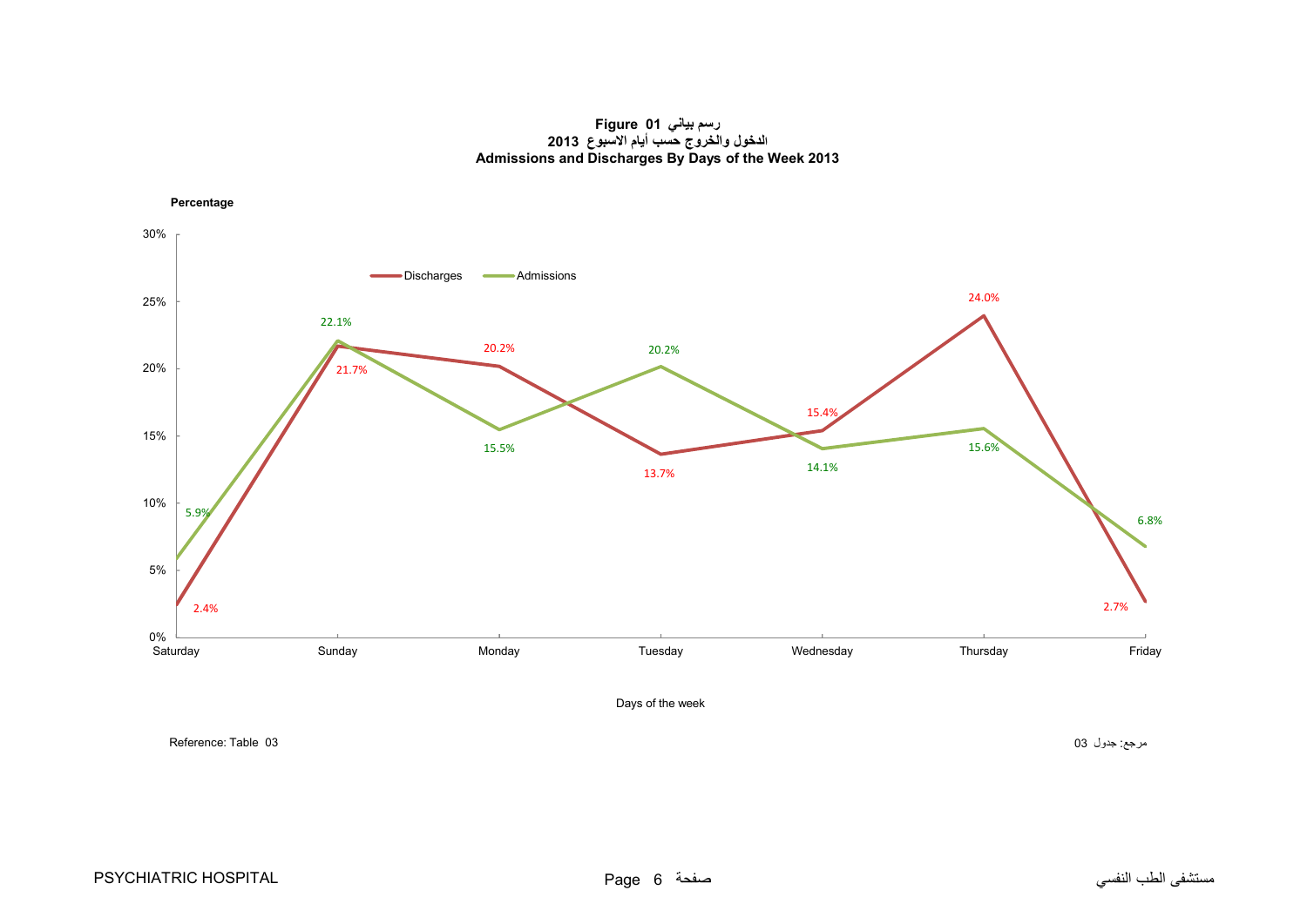**Figure 01 رسم بياني**

**الدخول والخروج حسب أيام الاسبوع 2013**

**Admissions and Discharges By Days of the Week 2013**

**Percentage**

| Days of the week | Discharges | Admissions |
|---|---|---|
| Saturday | 2.4% | 5.9% |
| Sunday | 21.7% | 22.1% |
| Monday | 20.2% | 15.5% |
| Tuesday | 13.7% | 20.2% |
| Wednesday | 15.4% | 14.1% |
| Thursday | 24.0% | 15.6% |
| Friday | 2.7% | 6.8% |

Reference: Table 03

مرجع: جدول 03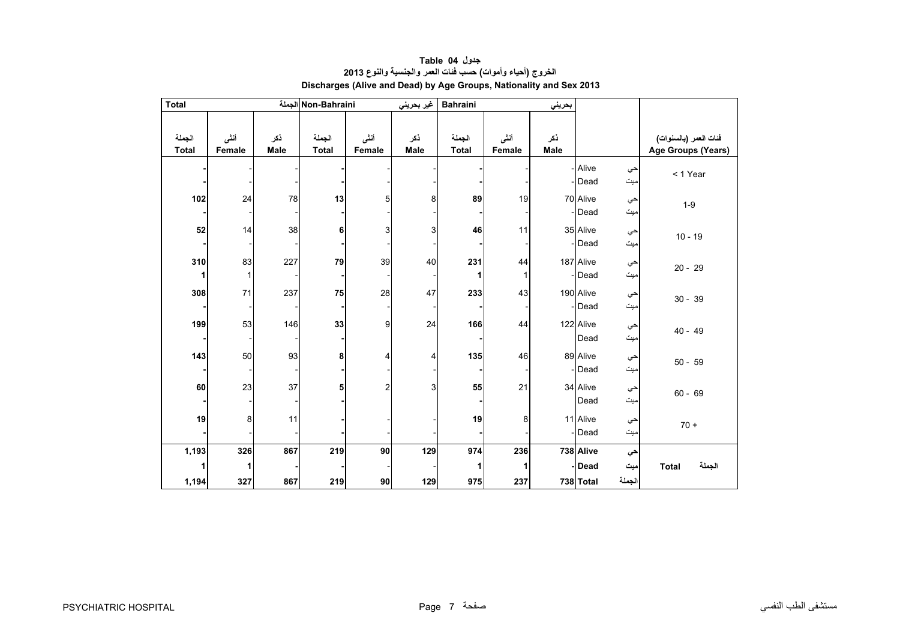# جدول  Table 04

## الخروج (أحياء وأموات) حسب فئات العمر والجنسية والنوع 2013

## Discharges (Alive and Dead) by Age Groups, Nationality and Sex 2013

| Total الجملة | | | Non-Bahraini غير بحريني | | | Bahraini بحريني | | | | | |
|---|---|---|---|---|---|---|---|---|---|---|---|
| الجملة Total | أنثى Female | ذكر Male | الجملة Total | أنثى Female | ذكر Male | الجملة Total | أنثى Female | ذكر Male | | | فئات العمر (بالسنوات) Age Groups (Years) |
| - | - | - | - | - | - | - | - | - | Alive | حي | < 1 Year |
| - | - | - | - | - | - | - | - | - | Dead | ميت | |
| 102 | 24 | 78 | 13 | 5 | 8 | 89 | 19 | 70 | Alive | حي | 1-9 |
| - | - | - | - | - | - | - | - | - | Dead | ميت | |
| 52 | 14 | 38 | 6 | 3 | 3 | 46 | 11 | 35 | Alive | حي | 10 - 19 |
| - | - | - | - | - | - | - | - | - | Dead | ميت | |
| 310 | 83 | 227 | 79 | 39 | 40 | 231 | 44 | 187 | Alive | حي | 20 - 29 |
| 1 | 1 | - | - | - | - | 1 | 1 | - | Dead | ميت | |
| 308 | 71 | 237 | 75 | 28 | 47 | 233 | 43 | 190 | Alive | حي | 30 - 39 |
| - | - | - | - | - | - | - | - | - | Dead | ميت | |
| 199 | 53 | 146 | 33 | 9 | 24 | 166 | 44 | 122 | Alive | حي | 40 - 49 |
| - | - | - | - | | - | - | - | | Dead | ميت | |
| 143 | 50 | 93 | 8 | 4 | 4 | 135 | 46 | 89 | Alive | حي | 50 - 59 |
| - | - | - | - | - | - | - | - | - | Dead | ميت | |
| 60 | 23 | 37 | 5 | 2 | 3 | 55 | 21 | 34 | Alive | حي | 60 - 69 |
| - | - | - | - | | - | - | - | | Dead | ميت | |
| 19 | 8 | 11 | - | - | - | 19 | 8 | 11 | Alive | حي | 70 + |
| - | - | - | - | - | - | - | - | - | Dead | ميت | |
| **1,193** | **326** | **867** | **219** | **90** | **129** | **974** | **236** | **738** | **Alive** | **حي** | **Total الجملة** |
| **1** | **1** | **-** | **-** | **-** | **-** | **1** | **1** | **-** | **Dead** | **ميت** | |
| **1,194** | **327** | **867** | **219** | **90** | **129** | **975** | **237** | **738** | **Total** | **الجملة** | |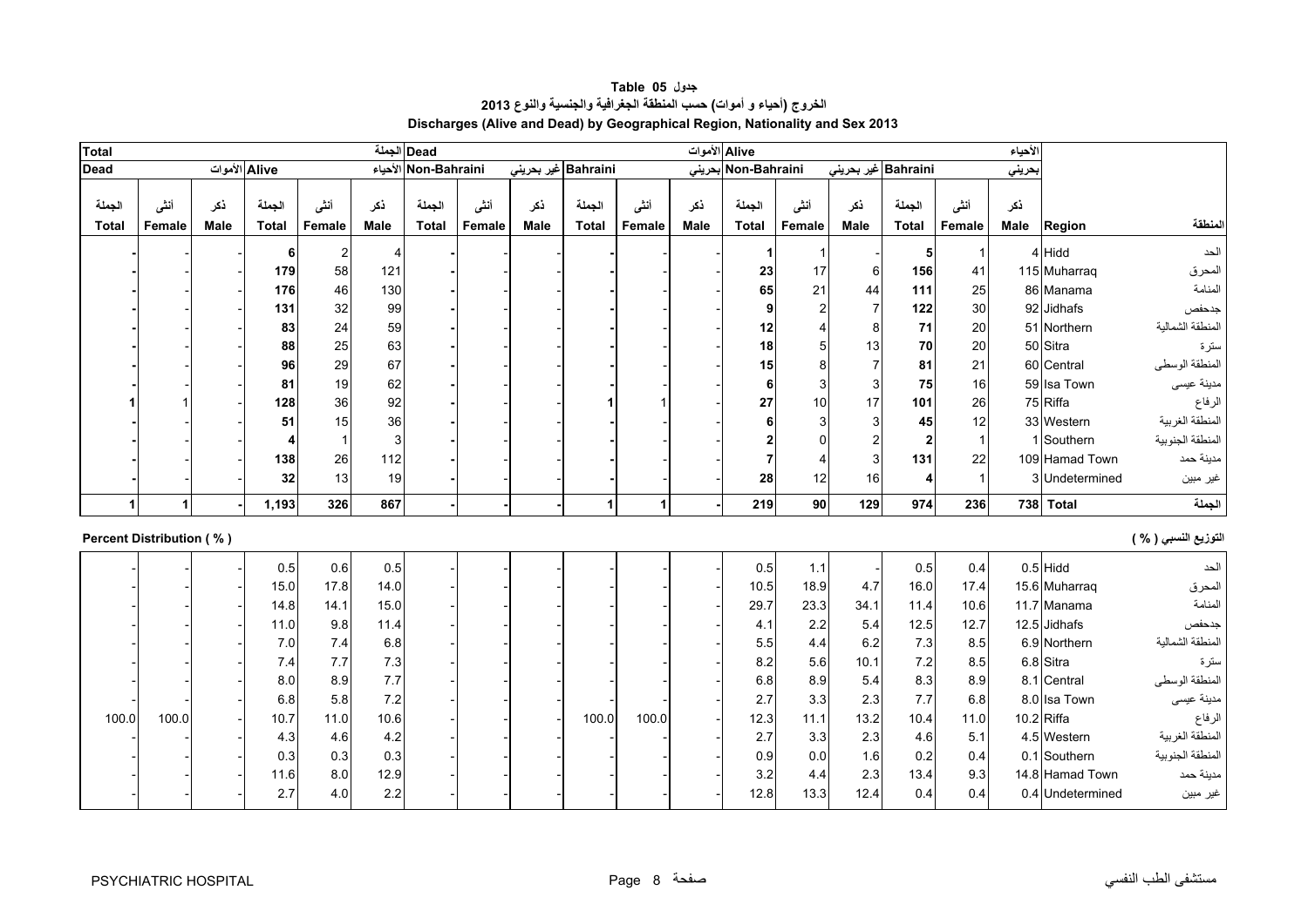**جدول Table 05**

**الخروج (أحياء و أموات) حسب المنطقة الجغرافية والجنسية والنوع 2013**

**Discharges (Alive and Dead) by Geographical Region, Nationality and Sex 2013**

| Total الجملة | | | | | | Dead الأموات | | | | | | Alive الأحياء | | | | | | | |
|---|---|---|---|---|---|---|---|---|---|---|---|---|---|---|---|---|---|---|---|
| Dead الأموات | | | Alive الأحياء | | | Non-Bahraini غير بحريني | | | Bahraini بحريني | | | Non-Bahraini غير بحريني | | | Bahraini بحريني | | | | |
| الجملة Total | أنثى Female | ذكر Male | الجملة Total | أنثى Female | ذكر Male | الجملة Total | أنثى Female | ذكر Male | الجملة Total | أنثى Female | ذكر Male | الجملة Total | أنثى Female | ذكر Male | الجملة Total | أنثى Female | ذكر Male | Region | المنطقة |
| - | - | - | 6 | 2 | 4 | - | - | - | - | - | - | 1 | 1 | - | 5 | 1 | 4 | Hidd | الحد |
| - | - | - | 179 | 58 | 121 | - | - | - | - | - | - | 23 | 17 | 6 | 156 | 41 | 115 | Muharraq | المحرق |
| - | - | - | 176 | 46 | 130 | - | - | - | - | - | - | 65 | 21 | 44 | 111 | 25 | 86 | Manama | المنامة |
| - | - | - | 131 | 32 | 99 | - | - | - | - | - | - | 9 | 2 | 7 | 122 | 30 | 92 | Jidhafs | جدحفص |
| - | - | - | 83 | 24 | 59 | - | - | - | - | - | - | 12 | 4 | 8 | 71 | 20 | 51 | Northern | المنطقة الشمالية |
| - | - | - | 88 | 25 | 63 | - | - | - | - | - | - | 18 | 5 | 13 | 70 | 20 | 50 | Sitra | سترة |
| - | - | - | 96 | 29 | 67 | - | - | - | - | - | - | 15 | 8 | 7 | 81 | 21 | 60 | Central | المنطقة الوسطى |
| - | - | - | 81 | 19 | 62 | - | - | - | - | - | - | 6 | 3 | 3 | 75 | 16 | 59 | Isa Town | مدينة عيسى |
| 1 | 1 | - | 128 | 36 | 92 | - | - | - | 1 | 1 | - | 27 | 10 | 17 | 101 | 26 | 75 | Riffa | الرفاع |
| - | - | - | 51 | 15 | 36 | - | - | - | - | - | - | 6 | 3 | 3 | 45 | 12 | 33 | Western | المنطقة الغربية |
| - | - | - | 4 | 1 | 3 | - | - | - | - | - | - | 2 | 0 | 2 | 2 | 1 | 1 | Southern | المنطقة الجنوبية |
| - | - | - | 138 | 26 | 112 | - | - | - | - | - | - | 7 | 4 | 3 | 131 | 22 | 109 | Hamad Town | مدينة حمد |
| - | - | - | 32 | 13 | 19 | - | - | - | - | - | - | 28 | 12 | 16 | 4 | 1 | 3 | Undetermined | غير مبين |
| **1** | **1** | **-** | **1,193** | **326** | **867** | **-** | **-** | **-** | **1** | **1** | **-** | **219** | **90** | **129** | **974** | **236** | **738** | **Total** | **الجملة** |

**Percent Distribution ( % ) التوزيع النسبي ( % )**

| الجملة Total | أنثى Female | ذكر Male | الجملة Total | أنثى Female | ذكر Male | الجملة Total | أنثى Female | ذكر Male | الجملة Total | أنثى Female | ذكر Male | الجملة Total | أنثى Female | ذكر Male | الجملة Total | أنثى Female | ذكر Male | Region | المنطقة |
|---|---|---|---|---|---|---|---|---|---|---|---|---|---|---|---|---|---|---|---|
| - | - | - | 0.5 | 0.6 | 0.5 | - | - | - | - | - | - | 0.5 | 1.1 | - | 0.5 | 0.4 | 0.5 | Hidd | الحد |
| - | - | - | 15.0 | 17.8 | 14.0 | - | - | - | - | - | - | 10.5 | 18.9 | 4.7 | 16.0 | 17.4 | 15.6 | Muharraq | المحرق |
| - | - | - | 14.8 | 14.1 | 15.0 | - | - | - | - | - | - | 29.7 | 23.3 | 34.1 | 11.4 | 10.6 | 11.7 | Manama | المنامة |
| - | - | - | 11.0 | 9.8 | 11.4 | - | - | - | - | - | - | 4.1 | 2.2 | 5.4 | 12.5 | 12.7 | 12.5 | Jidhafs | جدحفص |
| - | - | - | 7.0 | 7.4 | 6.8 | - | - | - | - | - | - | 5.5 | 4.4 | 6.2 | 7.3 | 8.5 | 6.9 | Northern | المنطقة الشمالية |
| - | - | - | 7.4 | 7.7 | 7.3 | - | - | - | - | - | - | 8.2 | 5.6 | 10.1 | 7.2 | 8.5 | 6.8 | Sitra | سترة |
| - | - | - | 8.0 | 8.9 | 7.7 | - | - | - | - | - | - | 6.8 | 8.9 | 5.4 | 8.3 | 8.9 | 8.1 | Central | المنطقة الوسطى |
| - | - | - | 6.8 | 5.8 | 7.2 | - | - | - | - | - | - | 2.7 | 3.3 | 2.3 | 7.7 | 6.8 | 8.0 | Isa Town | مدينة عيسى |
| 100.0 | 100.0 | - | 10.7 | 11.0 | 10.6 | - | - | - | 100.0 | 100.0 | - | 12.3 | 11.1 | 13.2 | 10.4 | 11.0 | 10.2 | Riffa | الرفاع |
| - | - | - | 4.3 | 4.6 | 4.2 | - | - | - | - | - | - | 2.7 | 3.3 | 2.3 | 4.6 | 5.1 | 4.5 | Western | المنطقة الغربية |
| - | - | - | 0.3 | 0.3 | 0.3 | - | - | - | - | - | - | 0.9 | 0.0 | 1.6 | 0.2 | 0.4 | 0.1 | Southern | المنطقة الجنوبية |
| - | - | - | 11.6 | 8.0 | 12.9 | - | - | - | - | - | - | 3.2 | 4.4 | 2.3 | 13.4 | 9.3 | 14.8 | Hamad Town | مدينة حمد |
| - | - | - | 2.7 | 4.0 | 2.2 | - | - | - | - | - | - | 12.8 | 13.3 | 12.4 | 0.4 | 0.4 | 0.4 | Undetermined | غير مبين |

PSYCHIATRIC HOSPITAL مستشفى الطب النفسي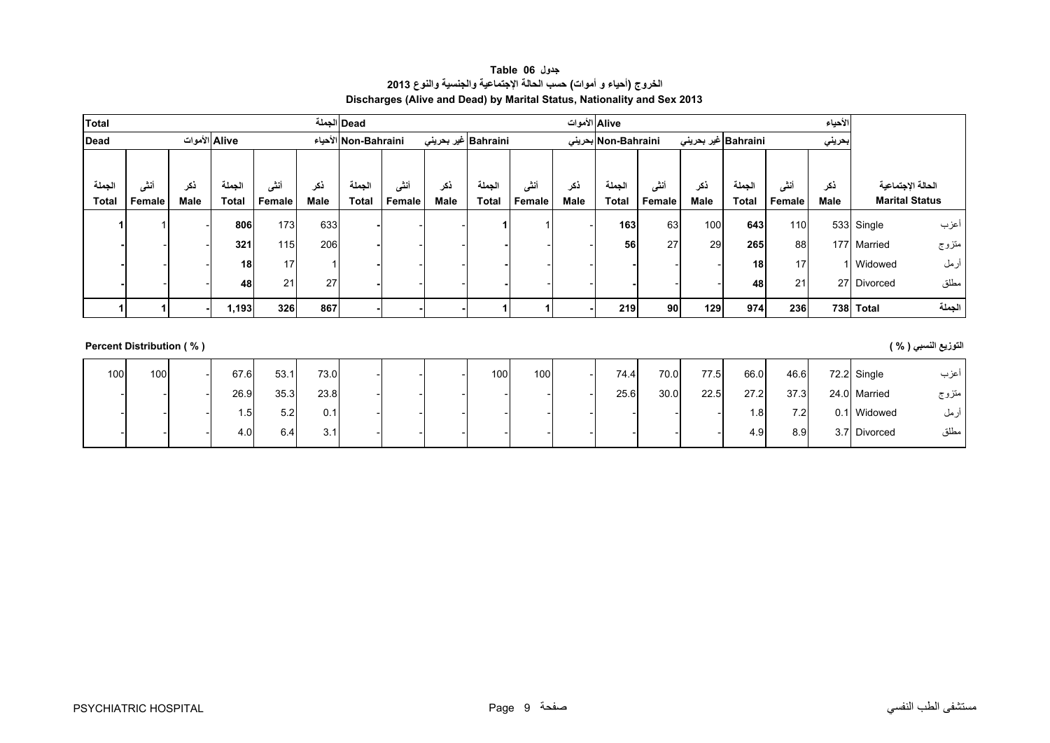**جدول Table 06**

**الخروج (أحياء و أموات) حسب الحالة الإجتماعية والجنسية والنوع 2013**

**Discharges (Alive and Dead) by Marital Status, Nationality and Sex 2013**

| Total الجملة | | | | | | Dead الأموات | | | | | | Alive الأحياء | | | | | | | |
|---|---|---|---|---|---|---|---|---|---|---|---|---|---|---|---|---|---|---|---|
| Dead الأموات | | | Alive الأحياء | | | Non-Bahraini غير بحريني | | | Bahraini بحريني | | | Non-Bahraini غير بحريني | | | Bahraini بحريني | | | | |
| الجملة Total | أنثى Female | ذكر Male | الجملة Total | أنثى Female | ذكر Male | الجملة Total | أنثى Female | ذكر Male | الجملة Total | أنثى Female | ذكر Male | الجملة Total | أنثى Female | ذكر Male | الجملة Total | أنثى Female | ذكر Male | الحالة الإجتماعية Marital Status | |
| **1** | 1 | - | **806** | 173 | 633 | **-** | - | - | **1** | 1 | - | **163** | 63 | 100 | **643** | 110 | 533 | Single | أعزب |
| **-** | - | - | **321** | 115 | 206 | **-** | - | - | **-** | - | - | **56** | 27 | 29 | **265** | 88 | 177 | Married | متزوج |
| **-** | - | - | **18** | 17 | 1 | **-** | - | - | **-** | - | - | **-** | - | - | **18** | 17 | 1 | Widowed | أرمل |
| **-** | - | - | **48** | 21 | 27 | **-** | - | - | **-** | - | - | **-** | - | - | **48** | 21 | 27 | Divorced | مطلق |
| **1** | **1** | **-** | **1,193** | **326** | **867** | **-** | **-** | **-** | **1** | **1** | **-** | **219** | **90** | **129** | **974** | **236** | **738** | **Total** | **الجملة** |

**Percent Distribution ( % ) التوزيع النسبي ( % )**

| | | | | | | | | | | | | | | | | | | | |
|---|---|---|---|---|---|---|---|---|---|---|---|---|---|---|---|---|---|---|---|
| 100 | 100 | - | 67.6 | 53.1 | 73.0 | - | - | - | 100 | 100 | - | 74.4 | 70.0 | 77.5 | 66.0 | 46.6 | 72.2 | Single | أعزب |
| - | - | - | 26.9 | 35.3 | 23.8 | - | - | - | - | - | - | 25.6 | 30.0 | 22.5 | 27.2 | 37.3 | 24.0 | Married | متزوج |
| - | - | - | 1.5 | 5.2 | 0.1 | - | - | - | - | - | - | - | - | - | 1.8 | 7.2 | 0.1 | Widowed | أرمل |
| - | - | - | 4.0 | 6.4 | 3.1 | - | - | - | - | - | - | - | - | - | 4.9 | 8.9 | 3.7 | Divorced | مطلق |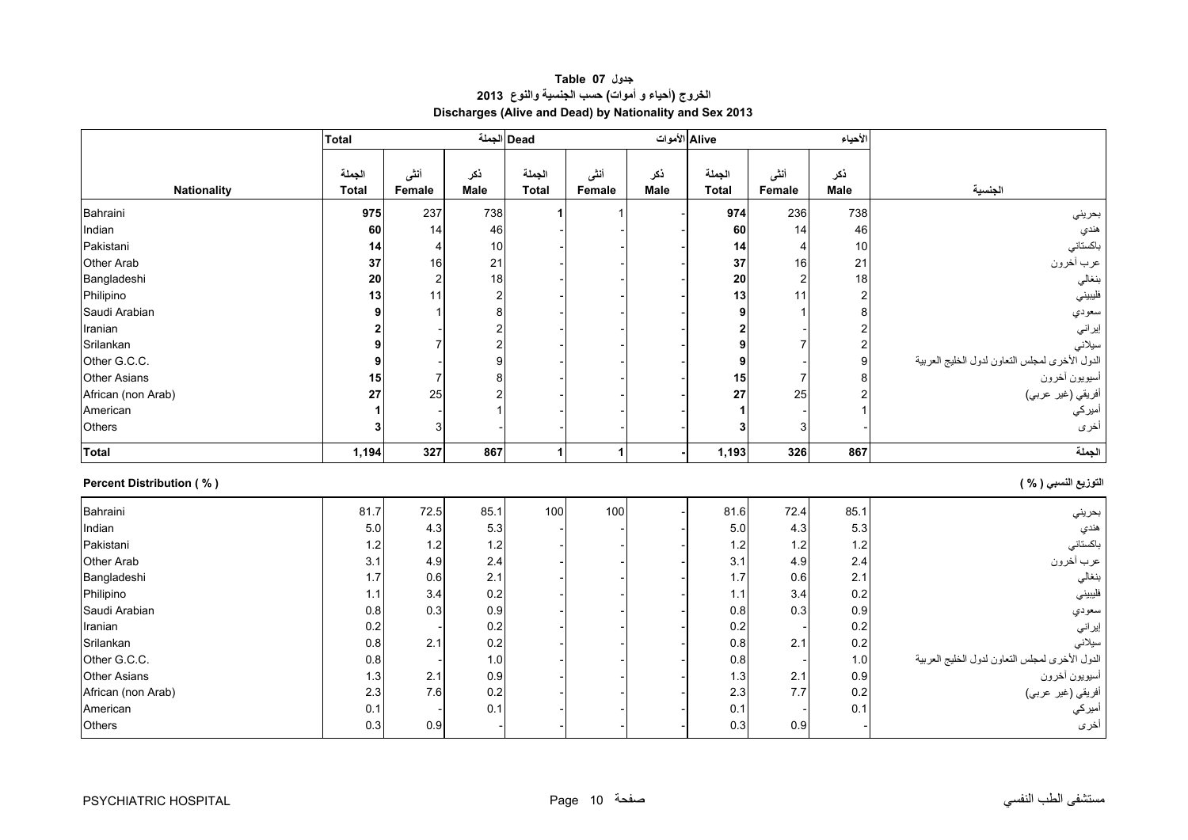# جدول Table 07

## الخروج (أحياء و أموات) حسب الجنسية والنوع 2013

## Discharges (Alive and Dead) by Nationality and Sex 2013

| | Total | | الجملة | Dead | | الأموات | Alive | | الأحياء | |
|---|---|---|---|---|---|---|---|---|---|---|
| Nationality | الجملة Total | أنثى Female | ذكر Male | الجملة Total | أنثى Female | ذكر Male | الجملة Total | أنثى Female | ذكر Male | الجنسية |
| Bahraini | **975** | 237 | 738 | **1** | 1 | - | **974** | 236 | 738 | بحريني |
| Indian | **60** | 14 | 46 | - | - | - | **60** | 14 | 46 | هندي |
| Pakistani | **14** | 4 | 10 | - | - | - | **14** | 4 | 10 | باكستاني |
| Other Arab | **37** | 16 | 21 | - | - | - | **37** | 16 | 21 | عرب آخرون |
| Bangladeshi | **20** | 2 | 18 | - | - | - | **20** | 2 | 18 | بنغالي |
| Philipino | **13** | 11 | 2 | - | - | - | **13** | 11 | 2 | فليبيني |
| Saudi Arabian | **9** | 1 | 8 | - | - | - | **9** | 1 | 8 | سعودي |
| Iranian | **2** | - | 2 | - | - | - | **2** | - | 2 | إيراني |
| Srilankan | **9** | 7 | 2 | - | - | - | **9** | 7 | 2 | سيلاني |
| Other G.C.C. | **9** | - | 9 | - | - | - | **9** | - | 9 | الدول الأخرى لمجلس التعاون لدول الخليج العربية |
| Other Asians | **15** | 7 | 8 | - | - | - | **15** | 7 | 8 | أسيويون آخرون |
| African (non Arab) | **27** | 25 | 2 | - | - | - | **27** | 25 | 2 | أفريقي (غير عربي) |
| American | **1** | - | 1 | - | - | - | **1** | - | 1 | أميركي |
| Others | **3** | 3 | - | - | - | - | **3** | 3 | - | أخرى |
| **Total** | **1,194** | **327** | **867** | **1** | **1** | **-** | **1,193** | **326** | **867** | **الجملة** |

**Percent Distribution ( % )** **التوزيع النسبي ( % )**

| | الجملة Total | أنثى Female | ذكر Male | الجملة Total | أنثى Female | ذكر Male | الجملة Total | أنثى Female | ذكر Male | |
|---|---|---|---|---|---|---|---|---|---|---|
| Bahraini | 81.7 | 72.5 | 85.1 | 100 | 100 | - | 81.6 | 72.4 | 85.1 | بحريني |
| Indian | 5.0 | 4.3 | 5.3 | - | - | - | 5.0 | 4.3 | 5.3 | هندي |
| Pakistani | 1.2 | 1.2 | 1.2 | - | - | - | 1.2 | 1.2 | 1.2 | باكستاني |
| Other Arab | 3.1 | 4.9 | 2.4 | - | - | - | 3.1 | 4.9 | 2.4 | عرب آخرون |
| Bangladeshi | 1.7 | 0.6 | 2.1 | - | - | - | 1.7 | 0.6 | 2.1 | بنغالي |
| Philipino | 1.1 | 3.4 | 0.2 | - | - | - | 1.1 | 3.4 | 0.2 | فليبيني |
| Saudi Arabian | 0.8 | 0.3 | 0.9 | - | - | - | 0.8 | 0.3 | 0.9 | سعودي |
| Iranian | 0.2 | - | 0.2 | - | - | - | 0.2 | - | 0.2 | إيراني |
| Srilankan | 0.8 | 2.1 | 0.2 | - | - | - | 0.8 | 2.1 | 0.2 | سيلاني |
| Other G.C.C. | 0.8 | - | 1.0 | - | - | - | 0.8 | - | 1.0 | الدول الأخرى لمجلس التعاون لدول الخليج العربية |
| Other Asians | 1.3 | 2.1 | 0.9 | - | - | - | 1.3 | 2.1 | 0.9 | أسيويون آخرون |
| African (non Arab) | 2.3 | 7.6 | 0.2 | - | - | - | 2.3 | 7.7 | 0.2 | أفريقي (غير عربي) |
| American | 0.1 | - | 0.1 | - | - | - | 0.1 | - | 0.1 | أميركي |
| Others | 0.3 | 0.9 | - | - | - | - | 0.3 | 0.9 | - | أخرى |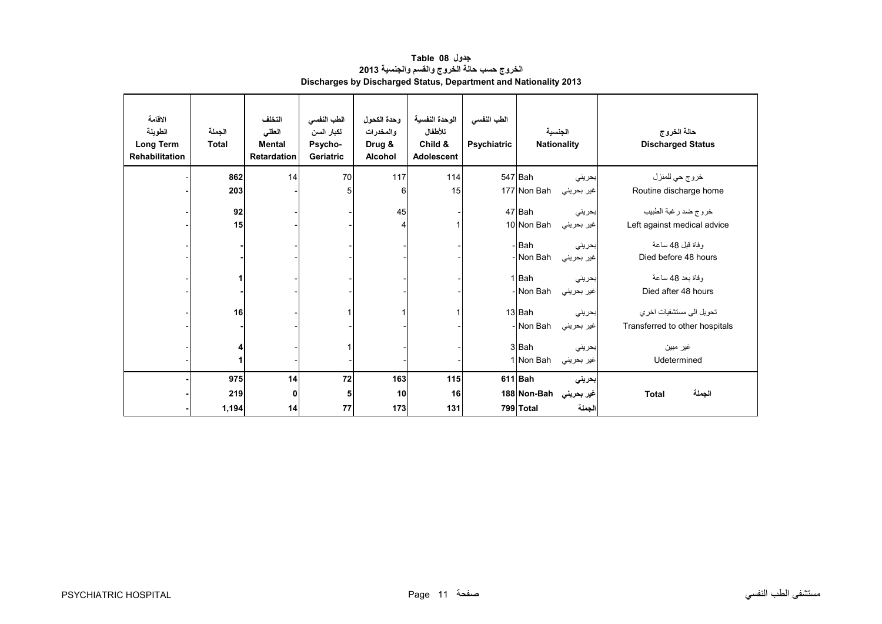# جدول 08 Table

## الخروج حسب حالة الخروج والقسم والجنسية 2013

## Discharges by Discharged Status, Department and Nationality 2013

| الاقامة الطويلة Long Term Rehabilitation | الجملة Total | التخلف العقلي Mental Retardation | الطب النفسي لكبار السن Psycho-Geriatric | وحدة الكحول والمخدرات Drug & Alcohol | الوحدة النفسية للأطفال Child & Adolescent | الطب النفسي Psychiatric | الجنسية Nationality | | حالة الخروج Discharged Status |
|---|---|---|---|---|---|---|---|---|---|
| - | **862** | 14 | 70 | 117 | 114 | 547 | Bah | بحريني | خروج حي للمنزل Routine discharge home |
| - | **203** | - | 5 | 6 | 15 | 177 | Non Bah | غير بحريني | |
| - | **92** | - | - | 45 | - | 47 | Bah | بحريني | خروج ضد رغبة الطبيب Left against medical advice |
| - | **15** | - | - | 4 | 1 | 10 | Non Bah | غير بحريني | |
| - | **-** | - | - | - | - | - | Bah | بحريني | وفاة قبل 48 ساعة Died before 48 hours |
| - | **-** | - | - | - | - | - | Non Bah | غير بحريني | |
| - | **1** | - | - | - | - | 1 | Bah | بحريني | وفاة بعد 48 ساعة Died after 48 hours |
| - | **-** | - | - | - | - | - | Non Bah | غير بحريني | |
| - | **16** | - | 1 | 1 | 1 | 13 | Bah | بحريني | تحويل الى مستشفيات اخري Transferred to other hospitals |
| - | **-** | - | - | - | - | - | Non Bah | غير بحريني | |
| - | **4** | - | 1 | - | - | 3 | Bah | بحريني | غير مبين Udetermined |
| - | **1** | - | - | - | - | 1 | Non Bah | غير بحريني | |
| **-** | **975** | **14** | **72** | **163** | **115** | **611** | **Bah** | **بحريني** | **Total الجملة** |
| **-** | **219** | **0** | **5** | **10** | **16** | **188** | **Non-Bah** | **غير بحريني** | |
| **-** | **1,194** | **14** | **77** | **173** | **131** | **799** | **Total** | **الجملة** | |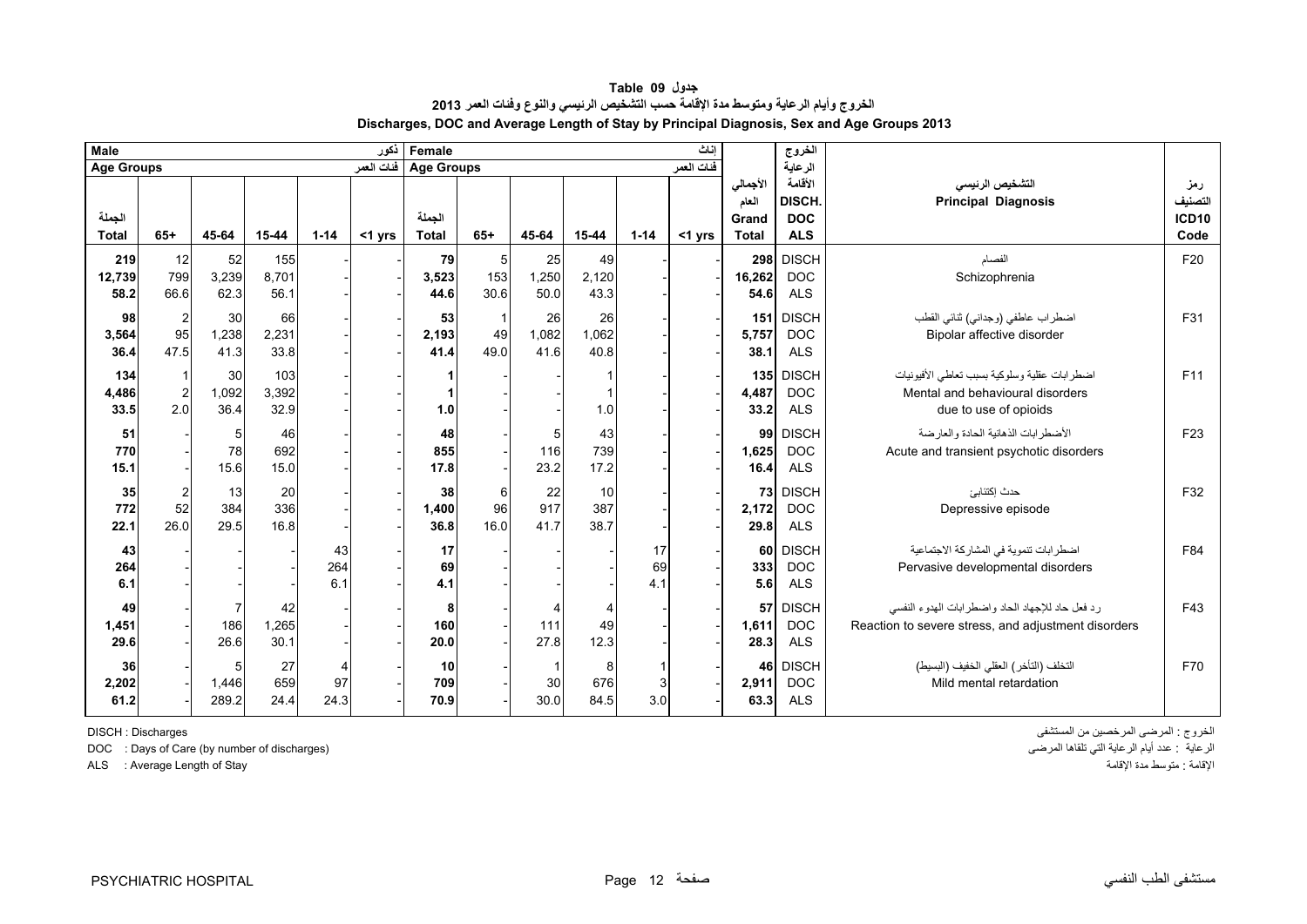# جدول Table 09

## الخروج وأيام الرعاية ومتوسط مدة الإقامة حسب التشخيص الرئيسي والنوع وفئات العمر 2013

## Discharges, DOC and Average Length of Stay by Principal Diagnosis, Sex and Age Groups 2013

| Male ذكور | | | | | | Female إناث | | | | | | | الخروج | | |
|---|---|---|---|---|---|---|---|---|---|---|---|---|---|---|---|
| Age Groups فئات العمر | | | | | | Age Groups فئات العمر | | | | | | | الرعاية | | |
| الجملة Total | 65+ | 45-64 | 15-44 | 1-14 | <1 yrs | الجملة Total | 65+ | 45-64 | 15-44 | 1-14 | <1 yrs | الأجمالي العام Grand Total | الأقامة DISCH. DOC ALS | التشخيص الرئيسي Principal Diagnosis | رمز التصنيف ICD10 Code |
| 219 | 12 | 52 | 155 | - | - | 79 | 5 | 25 | 49 | - | - | 298 | DISCH | الفصام | F20 |
| 12,739 | 799 | 3,239 | 8,701 | - | - | 3,523 | 153 | 1,250 | 2,120 | - | - | 16,262 | DOC | Schizophrenia | |
| 58.2 | 66.6 | 62.3 | 56.1 | - | - | 44.6 | 30.6 | 50.0 | 43.3 | - | - | 54.6 | ALS | | |
| 98 | 2 | 30 | 66 | - | - | 53 | 1 | 26 | 26 | - | - | 151 | DISCH | اضطراب عاطفي (وجداني) ثنائي القطب | F31 |
| 3,564 | 95 | 1,238 | 2,231 | - | - | 2,193 | 49 | 1,082 | 1,062 | - | - | 5,757 | DOC | Bipolar affective disorder | |
| 36.4 | 47.5 | 41.3 | 33.8 | - | - | 41.4 | 49.0 | 41.6 | 40.8 | - | - | 38.1 | ALS | | |
| 134 | 1 | 30 | 103 | - | - | 1 | - | - | 1 | - | - | 135 | DISCH | اضطرابات عقلية وسلوكية بسبب تعاطي الأفيونيات | F11 |
| 4,486 | 2 | 1,092 | 3,392 | - | - | 1 | - | - | 1 | - | - | 4,487 | DOC | Mental and behavioural disorders | |
| 33.5 | 2.0 | 36.4 | 32.9 | - | - | 1.0 | - | - | 1.0 | - | - | 33.2 | ALS | due to use of opioids | |
| 51 | - | 5 | 46 | - | - | 48 | - | 5 | 43 | - | - | 99 | DISCH | الأضطرابات الذهانية الحادة والعارضة | F23 |
| 770 | - | 78 | 692 | - | - | 855 | - | 116 | 739 | - | - | 1,625 | DOC | Acute and transient psychotic disorders | |
| 15.1 | - | 15.6 | 15.0 | - | - | 17.8 | - | 23.2 | 17.2 | - | - | 16.4 | ALS | | |
| 35 | 2 | 13 | 20 | - | - | 38 | 6 | 22 | 10 | - | - | 73 | DISCH | حدث إكتئابي | F32 |
| 772 | 52 | 384 | 336 | - | - | 1,400 | 96 | 917 | 387 | - | - | 2,172 | DOC | Depressive episode | |
| 22.1 | 26.0 | 29.5 | 16.8 | - | - | 36.8 | 16.0 | 41.7 | 38.7 | - | - | 29.8 | ALS | | |
| 43 | - | - | - | 43 | - | 17 | - | - | - | 17 | - | 60 | DISCH | اضطرابات تنموية في المشاركة الاجتماعية | F84 |
| 264 | - | - | - | 264 | - | 69 | - | - | - | 69 | - | 333 | DOC | Pervasive developmental disorders | |
| 6.1 | - | - | - | 6.1 | - | 4.1 | - | - | - | 4.1 | - | 5.6 | ALS | | |
| 49 | - | 7 | 42 | - | - | 8 | - | 4 | 4 | - | - | 57 | DISCH | رد فعل حاد للإجهاد الحاد واضطرابات الهدوء النفسي | F43 |
| 1,451 | - | 186 | 1,265 | - | - | 160 | - | 111 | 49 | - | - | 1,611 | DOC | Reaction to severe stress, and adjustment disorders | |
| 29.6 | - | 26.6 | 30.1 | - | - | 20.0 | - | 27.8 | 12.3 | - | - | 28.3 | ALS | | |
| 36 | - | 5 | 27 | 4 | - | 10 | - | 1 | 8 | 1 | - | 46 | DISCH | التخلف (التأخر) العقلي الخفيف (البسيط) | F70 |
| 2,202 | - | 1,446 | 659 | 97 | - | 709 | - | 30 | 676 | 3 | - | 2,911 | DOC | Mild mental retardation | |
| 61.2 | - | 289.2 | 24.4 | 24.3 | - | 70.9 | - | 30.0 | 84.5 | 3.0 | - | 63.3 | ALS | | |

DISCH : Discharges — الخروج : المرضى المرخصين من المستشفى

DOC : Days of Care (by number of discharges) — الرعاية : عدد أيام الرعاية التي تلقاها المرضى

ALS : Average Length of Stay — الإقامة : متوسط مدة الإقامة

PSYCHIATRIC HOSPITAL — مستشفى الطب النفسي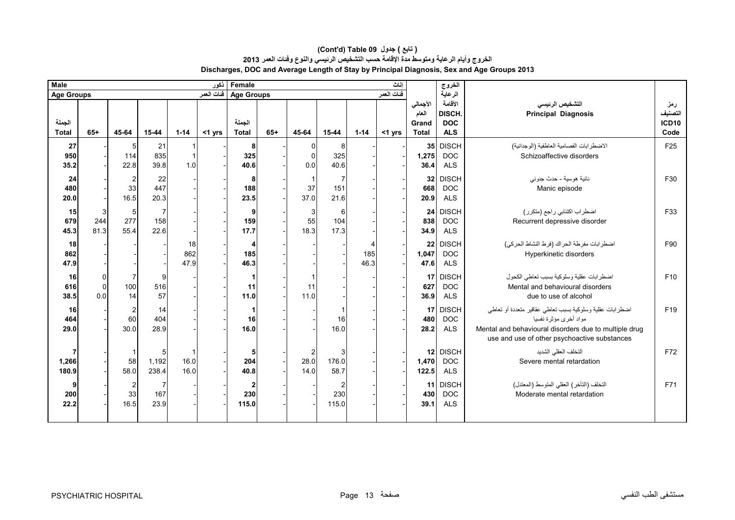# (Cont'd) Table 09 جدول ( تابع )

## الخروج وأيام الرعاية ومتوسط مدة الإقامة حسب التشخيص الرئيسي والنوع وفئات العمر 2013

## Discharges, DOC and Average Length of Stay by Principal Diagnosis, Sex and Age Groups 2013

| Male ذكور | | | | | | Female إناث | | | | | | | الخروج الرعاية الأقامة | | |
|---|---|---|---|---|---|---|---|---|---|---|---|---|---|---|---|
| Age Groups فئات العمر | | | | | | Age Groups فئات العمر | | | | | | | | | |
| الجملة Total | 65+ | 45-64 | 15-44 | 1-14 | <1 yrs | الجملة Total | 65+ | 45-64 | 15-44 | 1-14 | <1 yrs | الأجمالي العام Grand Total | DISCH. DOC ALS | التشخيص الرئيسي Principal Diagnosis | رمز التصنيف ICD10 Code |
| 27 | - | 5 | 21 | 1 | - | 8 | - | 0 | 8 | - | - | 35 | DISCH | الاضطرابات الفصامية العاطفية (الوجدانية) Schizoaffective disorders | F25 |
| 950 | - | 114 | 835 | 1 | - | 325 | - | 0 | 325 | - | - | 1,275 | DOC | | |
| 35.2 | - | 22.8 | 39.8 | 1.0 | - | 40.6 | - | 0.0 | 40.6 | - | - | 36.4 | ALS | | |
| 24 | - | 2 | 22 | - | - | 8 | - | 1 | 7 | - | - | 32 | DISCH | نائبة هوسية - حدث جنوني Manic episode | F30 |
| 480 | - | 33 | 447 | - | - | 188 | - | 37 | 151 | - | - | 668 | DOC | | |
| 20.0 | - | 16.5 | 20.3 | - | - | 23.5 | - | 37.0 | 21.6 | - | - | 20.9 | ALS | | |
| 15 | 3 | 5 | 7 | - | - | 9 | - | 3 | 6 | - | - | 24 | DISCH | اضطراب اكتئابي راجع (متكرر) Recurrent depressive disorder | F33 |
| 679 | 244 | 277 | 158 | - | - | 159 | - | 55 | 104 | - | - | 838 | DOC | | |
| 45.3 | 81.3 | 55.4 | 22.6 | - | - | 17.7 | - | 18.3 | 17.3 | - | - | 34.9 | ALS | | |
| 18 | - | - | - | 18 | - | 4 | - | - | - | 4 | - | 22 | DISCH | اضطرابات مفرطة الحراك (فرط النشاط الحركي) Hyperkinetic disorders | F90 |
| 862 | - | - | - | 862 | - | 185 | - | - | - | 185 | - | 1,047 | DOC | | |
| 47.9 | - | - | - | 47.9 | - | 46.3 | - | - | - | 46.3 | - | 47.6 | ALS | | |
| 16 | 0 | 7 | 9 | - | - | 1 | - | 1 | - | - | - | 17 | DISCH | اضطرابات عقلية وسلوكية بسبب تعاطي الكحول Mental and behavioural disorders due to use of alcohol | F10 |
| 616 | 0 | 100 | 516 | - | - | 11 | - | 11 | - | - | - | 627 | DOC | | |
| 38.5 | 0.0 | 14 | 57 | - | - | 11.0 | - | 11.0 | - | - | - | 36.9 | ALS | | |
| 16 | - | 2 | 14 | - | - | 1 | - | - | 1 | - | - | 17 | DISCH | اضطرابات عقلية وسلوكية بسبب تعاطي عقاقير متعددة أو تعاطي مواد أخرى مؤثرة نفسيا Mental and behavioural disorders due to multiple drug use and use of other psychoactive substances | F19 |
| 464 | - | 60 | 404 | - | - | 16 | - | - | 16 | - | - | 480 | DOC | | |
| 29.0 | - | 30.0 | 28.9 | - | - | 16.0 | - | - | 16.0 | - | - | 28.2 | ALS | | |
| 7 | - | 1 | 5 | 1 | - | 5 | - | 2 | 3 | - | - | 12 | DISCH | التخلف العقلي الشديد Severe mental retardation | F72 |
| 1,266 | - | 58 | 1,192 | 16.0 | - | 204 | - | 28.0 | 176.0 | - | - | 1,470 | DOC | | |
| 180.9 | - | 58.0 | 238.4 | 16.0 | - | 40.8 | - | 14.0 | 58.7 | - | - | 122.5 | ALS | | |
| 9 | - | 2 | 7 | - | - | 2 | - | - | 2 | - | - | 11 | DISCH | التخلف (التأخر) العقلي المتوسط (المعتدل) Moderate mental retardation | F71 |
| 200 | - | 33 | 167 | - | - | 230 | - | - | 230 | - | - | 430 | DOC | | |
| 22.2 | - | 16.5 | 23.9 | - | - | 115.0 | - | - | 115.0 | - | - | 39.1 | ALS | | |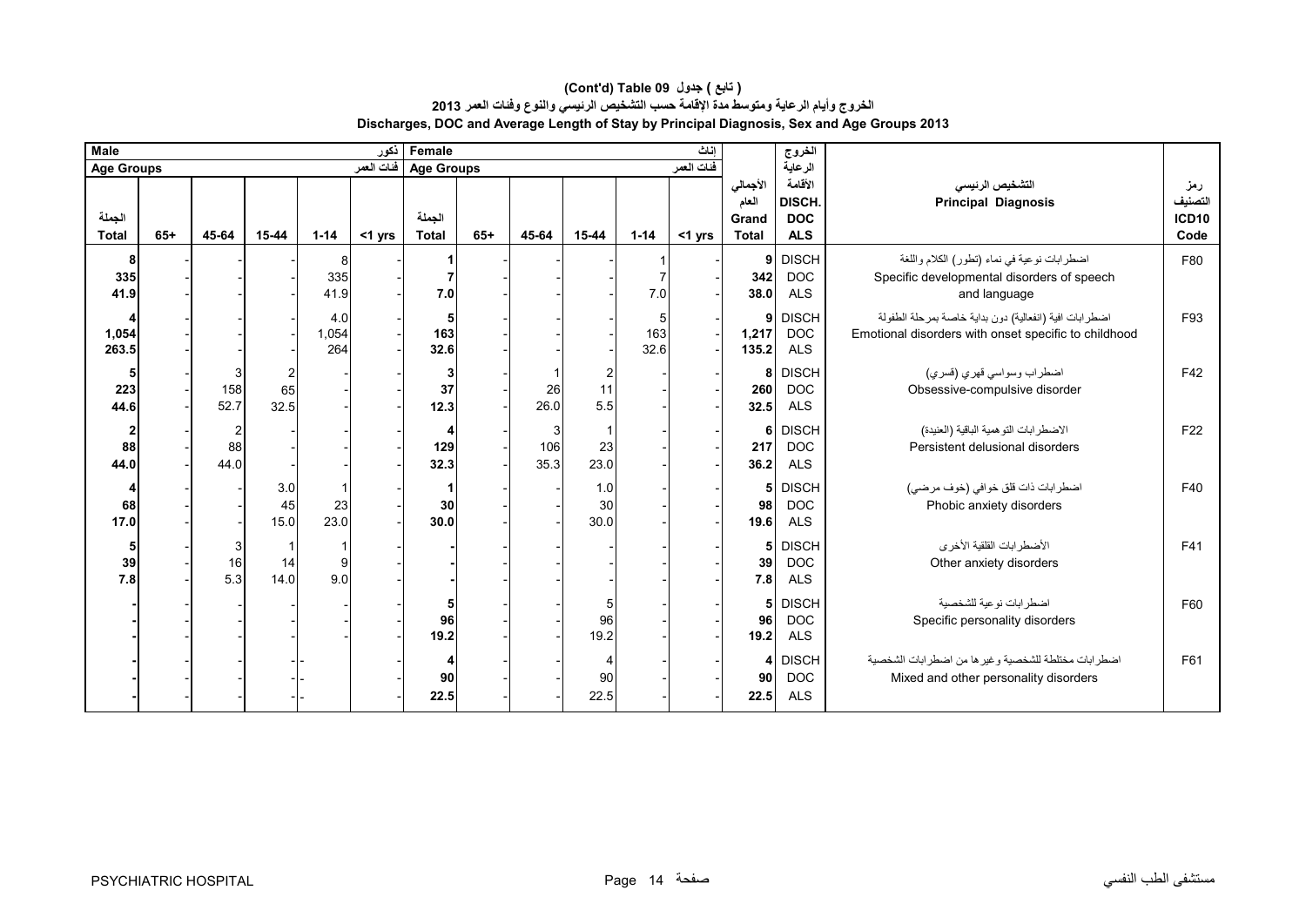# (Cont'd) Table 09 جدول ( تابع )

## الخروج وأيام الرعاية ومتوسط مدة الإقامة حسب التشخيص الرئيسي والنوع وفئات العمر 2013

## Discharges, DOC and Average Length of Stay by Principal Diagnosis, Sex and Age Groups 2013

| Male ذكور | | | | | | Female إناث | | | | | | | الخروج الرعاية الأقامة | | |
|---|---|---|---|---|---|---|---|---|---|---|---|---|---|---|---|
| Age Groups فئات العمر | | | | | | Age Groups فئات العمر | | | | | | | | | |
| الجملة Total | 65+ | 45-64 | 15-44 | 1-14 | <1 yrs | الجملة Total | 65+ | 45-64 | 15-44 | 1-14 | <1 yrs | الأجمالي العام Grand Total | DISCH. DOC ALS | التشخيص الرئيسي Principal Diagnosis | رمز التصنيف ICD10 Code |
| 8 | - | - | - | 8 | - | 1 | - | - | - | 1 | - | 9 | DISCH | اضطرابات نوعية في نماء (تطور) الكلام واللغة Specific developmental disorders of speech and language | F80 |
| 335 | - | - | - | 335 | - | 7 | - | - | - | 7 | - | 342 | DOC | | |
| 41.9 | - | - | - | 41.9 | - | 7.0 | - | - | - | 7.0 | - | 38.0 | ALS | | |
| 4 | - | - | - | 4.0 | - | 5 | - | - | - | 5 | - | 9 | DISCH | اضطرابات افية (انفعالية) دون بداية خاصة بمرحلة الطفولة Emotional disorders with onset specific to childhood | F93 |
| 1,054 | - | - | - | 1,054 | - | 163 | - | - | - | 163 | - | 1,217 | DOC | | |
| 263.5 | - | - | - | 264 | - | 32.6 | - | - | - | 32.6 | - | 135.2 | ALS | | |
| 5 | - | 3 | 2 | - | - | 3 | - | 1 | 2 | - | - | 8 | DISCH | اضطراب وسواسي قهري (قسري) Obsessive-compulsive disorder | F42 |
| 223 | - | 158 | 65 | - | - | 37 | - | 26 | 11 | - | - | 260 | DOC | | |
| 44.6 | - | 52.7 | 32.5 | - | - | 12.3 | - | 26.0 | 5.5 | - | - | 32.5 | ALS | | |
| 2 | - | 2 | - | - | - | 4 | - | 3 | 1 | - | - | 6 | DISCH | الاضطرابات التوهمية الباقية (العنيدة) Persistent delusional disorders | F22 |
| 88 | - | 88 | - | - | - | 129 | - | 106 | 23 | - | - | 217 | DOC | | |
| 44.0 | - | 44.0 | - | - | - | 32.3 | - | 35.3 | 23.0 | - | - | 36.2 | ALS | | |
| 4 | - | - | 3.0 | 1 | - | 1 | - | - | 1.0 | - | - | 5 | DISCH | اضطرابات ذات قلق خوافي (خوف مرضي) Phobic anxiety disorders | F40 |
| 68 | - | - | 45 | 23 | - | 30 | - | - | 30 | - | - | 98 | DOC | | |
| 17.0 | - | - | 15.0 | 23.0 | - | 30.0 | - | - | 30.0 | - | - | 19.6 | ALS | | |
| 5 | - | 3 | 1 | 1 | - | - | - | - | - | - | - | 5 | DISCH | الأضطرابات القلقية الأخرى Other anxiety disorders | F41 |
| 39 | - | 16 | 14 | 9 | - | - | - | - | - | - | - | 39 | DOC | | |
| 7.8 | - | 5.3 | 14.0 | 9.0 | - | - | - | - | - | - | - | 7.8 | ALS | | |
| - | - | - | - | - | - | 5 | - | - | 5 | - | - | 5 | DISCH | اضطرابات نوعية للشخصية Specific personality disorders | F60 |
| - | - | - | - | - | - | 96 | - | - | 96 | - | - | 96 | DOC | | |
| - | - | - | - | - | - | 19.2 | - | - | 19.2 | - | - | 19.2 | ALS | | |
| - | - | - | - | - | - | 4 | - | - | 4 | - | - | 4 | DISCH | اضطرابات مختلطة للشخصية وغيرها من اضطرابات الشخصية Mixed and other personality disorders | F61 |
| - | - | - | - | - | - | 90 | - | - | 90 | - | - | 90 | DOC | | |
| - | - | - | - | - | - | 22.5 | - | - | 22.5 | - | - | 22.5 | ALS | | |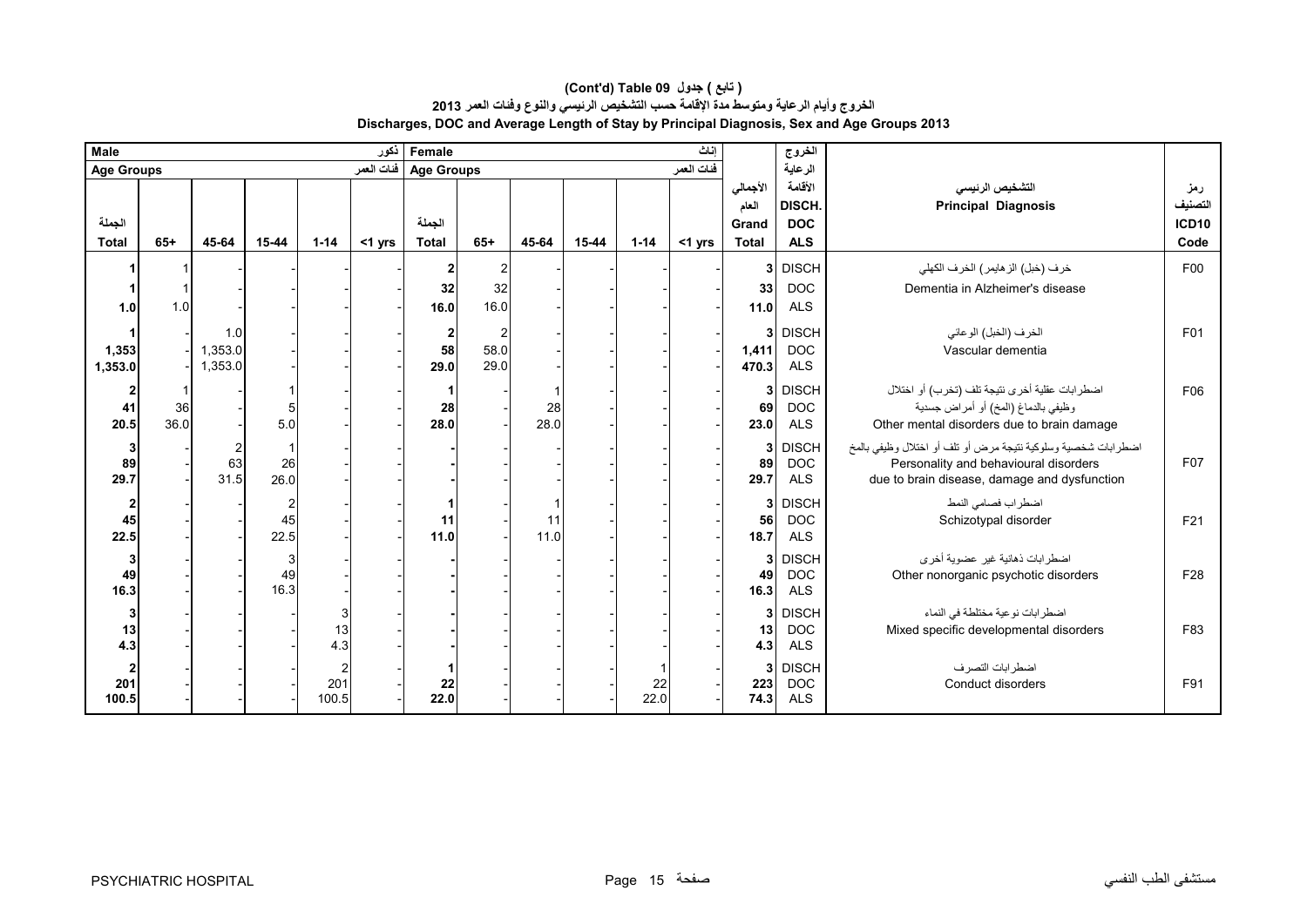# (Cont'd) Table 09 ( تابع ) جدول

## الخروج وأيام الرعاية ومتوسط مدة الإقامة حسب التشخيص الرئيسي والنوع وفئات العمر 2013

## Discharges, DOC and Average Length of Stay by Principal Diagnosis, Sex and Age Groups 2013

| Male ذكور | | | | | | Female إناث | | | | | | | الخروج | | |
|---|---|---|---|---|---|---|---|---|---|---|---|---|---|---|---|
| Age Groups فئات العمر | | | | | | Age Groups فئات العمر | | | | | | الأجمالي العام | الرعاية الأقامة | التشخيص الرئيسي | رمز التصنيف |
| الجملة Total | 65+ | 45-64 | 15-44 | 1-14 | <1 yrs | الجملة Total | 65+ | 45-64 | 15-44 | 1-14 | <1 yrs | Grand Total | DISCH. DOC ALS | Principal Diagnosis | ICD10 Code |
| **1** | 1 | - | - | - | - | **2** | 2 | - | - | - | - | **3** | DISCH | خرف (خبل) الزهايمر) الخرف الكهلي | F00 |
| **1** | 1 | - | - | - | - | **32** | 32 | - | - | - | - | **33** | DOC | Dementia in Alzheimer's disease | |
| **1.0** | 1.0 | - | - | - | - | **16.0** | 16.0 | - | - | - | - | **11.0** | ALS | | |
| **1** | - | 1.0 | - | - | - | **2** | 2 | - | - | - | - | **3** | DISCH | الخرف (الخبل) الوعائي | F01 |
| **1,353** | - | 1,353.0 | - | - | - | **58** | 58.0 | - | - | - | - | **1,411** | DOC | Vascular dementia | |
| **1,353.0** | - | 1,353.0 | - | - | - | **29.0** | 29.0 | - | - | - | - | **470.3** | ALS | | |
| **2** | 1 | - | 1 | - | - | **1** | - | 1 | - | - | - | **3** | DISCH | اضطرابات عقلية أخرى نتيجة تلف (تخرب) أو اختلال وظيفي بالدماغ (المخ) أو أمراض جسدية | F06 |
| **41** | 36 | - | 5 | - | - | **28** | - | 28 | - | - | - | **69** | DOC | Other mental disorders due to brain damage | |
| **20.5** | 36.0 | - | 5.0 | - | - | **28.0** | - | 28.0 | - | - | - | **23.0** | ALS | | |
| **3** | - | 2 | 1 | - | - | **-** | - | - | - | - | - | **3** | DISCH | اضطرابات شخصية وسلوكية نتيجة مرض أو تلف أو اختلال وظيفي بالمخ | F07 |
| **89** | - | 63 | 26 | - | - | **-** | - | - | - | - | - | **89** | DOC | Personality and behavioural disorders | |
| **29.7** | - | 31.5 | 26.0 | - | - | **-** | - | - | - | - | - | **29.7** | ALS | due to brain disease, damage and dysfunction | |
| **2** | - | - | 2 | - | - | **1** | - | 1 | - | - | - | **3** | DISCH | اضطراب فصامي النمط | F21 |
| **45** | - | - | 45 | - | - | **11** | - | 11 | - | - | - | **56** | DOC | Schizotypal disorder | |
| **22.5** | - | - | 22.5 | - | - | **11.0** | - | 11.0 | - | - | - | **18.7** | ALS | | |
| **3** | - | - | 3 | - | - | **-** | - | - | - | - | - | **3** | DISCH | اضطرابات ذهانية غير عضوية أخرى | F28 |
| **49** | - | - | 49 | - | - | **-** | - | - | - | - | - | **49** | DOC | Other nonorganic psychotic disorders | |
| **16.3** | - | - | 16.3 | - | - | **-** | - | - | - | - | - | **16.3** | ALS | | |
| **3** | - | - | - | 3 | - | **-** | - | - | - | - | - | **3** | DISCH | اضطرابات نوعية مختلطة في النماء | F83 |
| **13** | - | - | - | 13 | - | **-** | - | - | - | - | - | **13** | DOC | Mixed specific developmental disorders | |
| **4.3** | - | - | - | 4.3 | - | **-** | - | - | - | - | - | **4.3** | ALS | | |
| **2** | - | - | - | 2 | - | **1** | - | - | - | 1 | - | **3** | DISCH | اضطرابات التصرف | F91 |
| **201** | - | - | - | 201 | - | **22** | - | - | - | 22 | - | **223** | DOC | Conduct disorders | |
| **100.5** | - | - | - | 100.5 | - | **22.0** | - | - | - | 22.0 | - | **74.3** | ALS | | |

PSYCHIATRIC HOSPITAL مستشفى الطب النفسي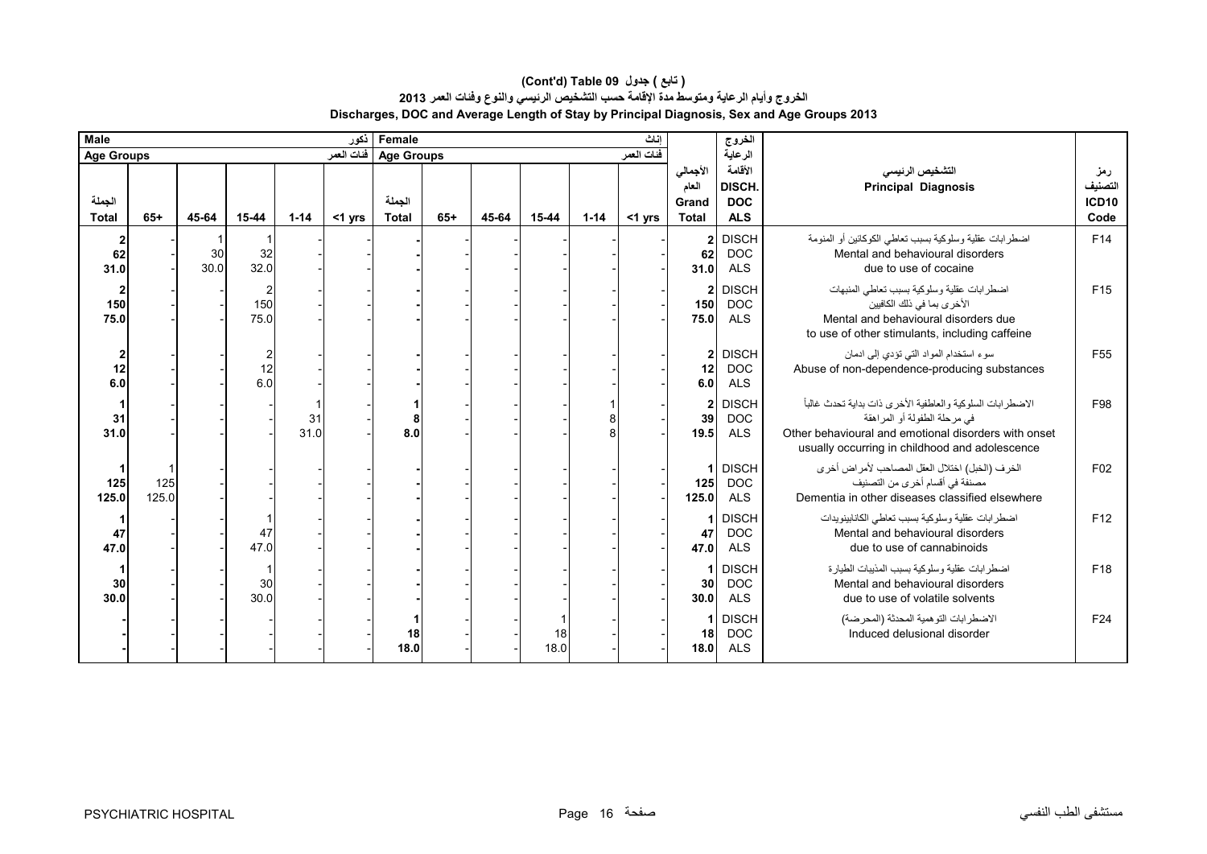**(Cont'd) Table 09 جدول ( تابع )**

**الخروج وأيام الرعاية ومتوسط مدة الإقامة حسب التشخيص الرئيسي والنوع وفئات العمر 2013**

**Discharges, DOC and Average Length of Stay by Principal Diagnosis, Sex and Age Groups 2013**

| Male ذكور | | | | | | Female إناث | | | | | | | الخروج | | |
|---|---|---|---|---|---|---|---|---|---|---|---|---|---|---|---|
| Age Groups فئات العمر | | | | | | Age Groups فئات العمر | | | | | | | الرعاية | | |
| الجملة Total | 65+ | 45-64 | 15-44 | 1-14 | <1 yrs | الجملة Total | 65+ | 45-64 | 15-44 | 1-14 | <1 yrs | الأجمالي العام Grand Total | الأقامة DISCH. DOC ALS | التشخيص الرئيسي Principal Diagnosis | رمز التصنيف ICD10 Code |
| 2 | - | 1 | 1 | - | - | - | - | - | - | - | - | 2 | DISCH | اضطرابات عقلية وسلوكية بسبب تعاطي الكوكائين أو المنومة | F14 |
| 62 | - | 30 | 32 | - | - | - | - | - | - | - | - | 62 | DOC | Mental and behavioural disorders | |
| 31.0 | - | 30.0 | 32.0 | - | - | - | - | - | - | - | - | 31.0 | ALS | due to use of cocaine | |
| 2 | - | - | 2 | - | - | - | - | - | - | - | - | 2 | DISCH | اضطرابات عقلية وسلوكية بسبب تعاطي المنبهات الأخرى بما في ذلك الكافيين | F15 |
| 150 | - | - | 150 | - | - | - | - | - | - | - | - | 150 | DOC | Mental and behavioural disorders due | |
| 75.0 | - | - | 75.0 | - | - | - | - | - | - | - | - | 75.0 | ALS | to use of other stimulants, including caffeine | |
| 2 | - | - | 2 | - | - | - | - | - | - | - | - | 2 | DISCH | سوء استخدام المواد التي تؤدي إلى ادمان | F55 |
| 12 | - | - | 12 | - | - | - | - | - | - | - | - | 12 | DOC | Abuse of non-dependence-producing substances | |
| 6.0 | - | - | 6.0 | - | - | - | - | - | - | - | - | 6.0 | ALS | | |
| 1 | - | - | - | 1 | - | 1 | - | - | - | 1 | - | 2 | DISCH | الاضطرابات السلوكية والعاطفية الأخرى ذات بداية تحدث غالباً في مرحلة الطفولة أو المراهقة | F98 |
| 31 | - | - | - | 31 | - | 8 | - | - | - | 8 | - | 39 | DOC | Other behavioural and emotional disorders with onset | |
| 31.0 | - | - | - | 31.0 | - | 8.0 | - | - | - | 8 | - | 19.5 | ALS | usually occurring in childhood and adolescence | |
| 1 | 1 | - | - | - | - | - | - | - | - | - | - | 1 | DISCH | الخرف (الخبل) اختلال العقل المصاحب لأمراض أخرى مصنفة في أقسام أخرى من التصنيف | F02 |
| 125 | 125 | - | - | - | - | - | - | - | - | - | - | 125 | DOC | Dementia in other diseases classified elsewhere | |
| 125.0 | 125.0 | - | - | - | - | - | - | - | - | - | - | 125.0 | ALS | | |
| 1 | - | - | 1 | - | - | - | - | - | - | - | - | 1 | DISCH | اضطرابات عقلية وسلوكية بسبب تعاطي الكانابينويدات | F12 |
| 47 | - | - | 47 | - | - | - | - | - | - | - | - | 47 | DOC | Mental and behavioural disorders | |
| 47.0 | - | - | 47.0 | - | - | - | - | - | - | - | - | 47.0 | ALS | due to use of cannabinoids | |
| 1 | - | - | 1 | - | - | - | - | - | - | - | - | 1 | DISCH | اضطرابات عقلية وسلوكية بسبب المذيبات الطيارة | F18 |
| 30 | - | - | 30 | - | - | - | - | - | - | - | - | 30 | DOC | Mental and behavioural disorders | |
| 30.0 | - | - | 30.0 | - | - | - | - | - | - | - | - | 30.0 | ALS | due to use of volatile solvents | |
| - | - | - | - | - | - | 1 | - | - | 1 | - | - | 1 | DISCH | الاضطرابات التوهمية المحدثة (المحرضة) | F24 |
| - | - | - | - | - | - | 18 | - | - | 18 | - | - | 18 | DOC | Induced delusional disorder | |
| - | - | - | - | - | - | 18.0 | - | - | 18.0 | - | - | 18.0 | ALS | | |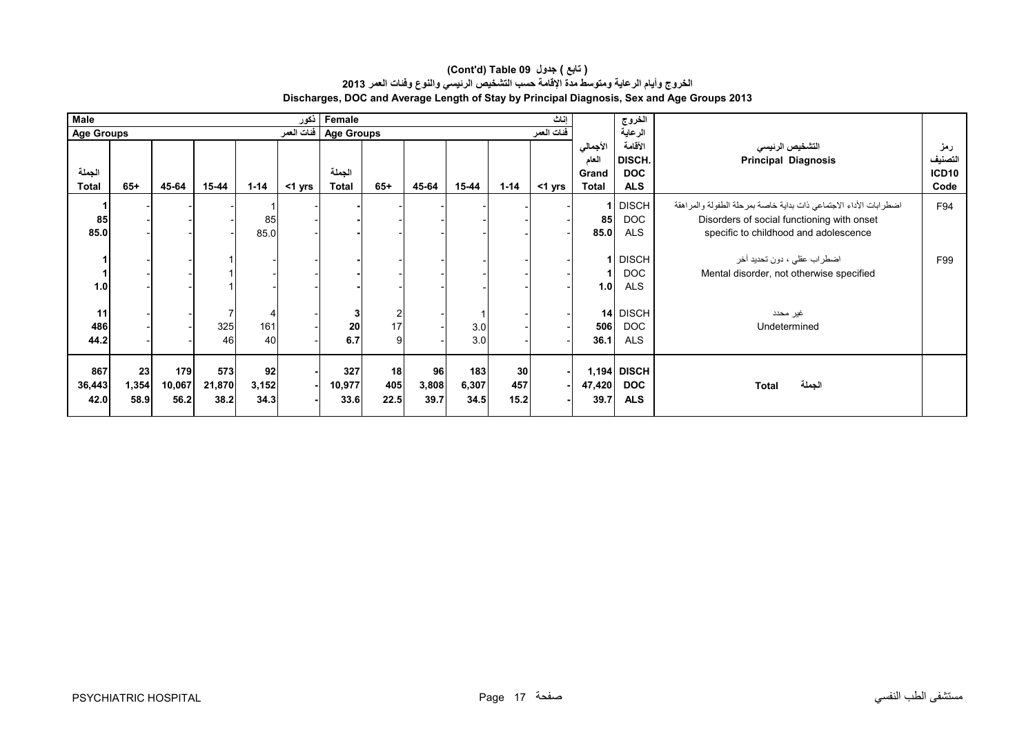**( تابع ) جدول (Cont'd) Table 09**

**الخروج وأيام الرعاية ومتوسط مدة الإقامة حسب التشخيص الرئيسي والنوع وفئات العمر 2013**

**Discharges, DOC and Average Length of Stay by Principal Diagnosis, Sex and Age Groups 2013**

| Male ذكور | | | | | | Female إناث | | | | | | | | | |
|---|---|---|---|---|---|---|---|---|---|---|---|---|---|---|---|
| Age Groups فئات العمر | | | | | | Age Groups فئات العمر | | | | | | | | | |
| الجملة Total | 65+ | 45-64 | 15-44 | 1-14 | <1 yrs | الجملة Total | 65+ | 45-64 | 15-44 | 1-14 | <1 yrs | الأجمالي العام Grand Total | الخروج الرعاية الأقامة DISCH. DOC ALS | التشخيص الرئيسي Principal Diagnosis | رمز التصنيف ICD10 Code |
| 1 | - | - | - | 1 | - | - | - | - | - | - | - | 1 | DISCH | اضطرابات الأداء الاجتماعي ذات بداية خاصة بمرحلة الطفولة والمراهقة Disorders of social functioning with onset specific to childhood and adolescence | F94 |
| 85 | - | - | - | 85 | - | - | - | - | - | - | - | 85 | DOC | | |
| 85.0 | - | - | - | 85.0 | - | - | - | - | - | - | - | 85.0 | ALS | | |
| 1 | - | - | 1 | - | - | - | - | - | - | - | - | 1 | DISCH | اضطراب عقلي ، دون تحديد آخر Mental disorder, not otherwise specified | F99 |
| 1 | - | - | 1 | - | - | - | - | - | - | - | - | 1 | DOC | | |
| 1.0 | - | - | 1 | - | - | - | - | - | - | - | - | 1.0 | ALS | | |
| 11 | - | - | 7 | 4 | - | 3 | 2 | - | 1 | - | - | 14 | DISCH | غير محدد Undetermined | |
| 486 | - | - | 325 | 161 | - | 20 | 17 | - | 3.0 | - | - | 506 | DOC | | |
| 44.2 | - | - | 46 | 40 | - | 6.7 | 9 | - | 3.0 | - | - | 36.1 | ALS | | |
| **867** | **23** | **179** | **573** | **92** | **-** | **327** | **18** | **96** | **183** | **30** | **-** | **1,194** | **DISCH** | **Total الجملة** | |
| **36,443** | **1,354** | **10,067** | **21,870** | **3,152** | **-** | **10,977** | **405** | **3,808** | **6,307** | **457** | **-** | **47,420** | **DOC** | | |
| **42.0** | **58.9** | **56.2** | **38.2** | **34.3** | **-** | **33.6** | **22.5** | **39.7** | **34.5** | **15.2** | **-** | **39.7** | **ALS** | | |

PSYCHIATRIC HOSPITAL مستشفى الطب النفسي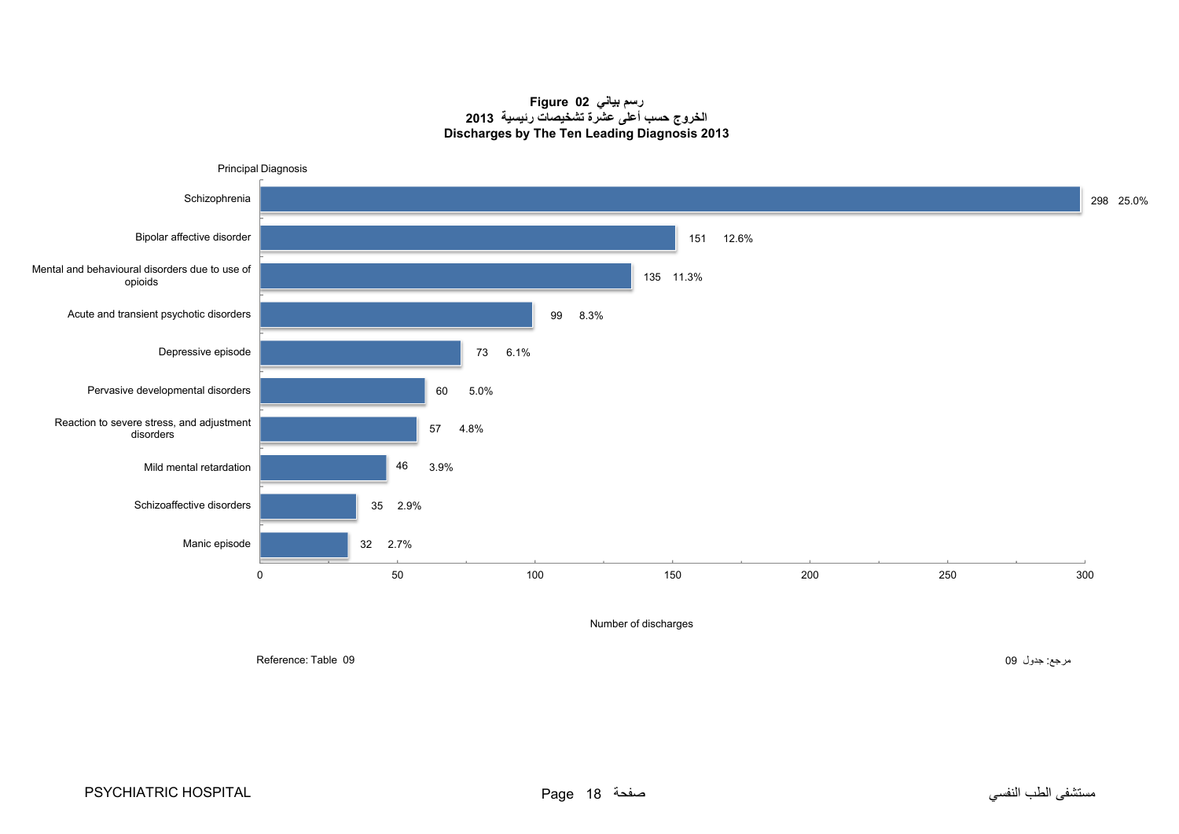# Figure 02 رسم بياني

## الخروج حسب أعلى عشرة تشخيصات رئيسية 2013

## Discharges by The Ten Leading Diagnosis 2013

| Principal Diagnosis | Number of discharges | % |
|---|---|---|
| Schizophrenia | 298 | 25.0% |
| Bipolar affective disorder | 151 | 12.6% |
| Mental and behavioural disorders due to use of opioids | 135 | 11.3% |
| Acute and transient psychotic disorders | 99 | 8.3% |
| Depressive episode | 73 | 6.1% |
| Pervasive developmental disorders | 60 | 5.0% |
| Reaction to severe stress, and adjustment disorders | 57 | 4.8% |
| Mild mental retardation | 46 | 3.9% |
| Schizoaffective disorders | 35 | 2.9% |
| Manic episode | 32 | 2.7% |

Reference: Table 09

مرجع: جدول 09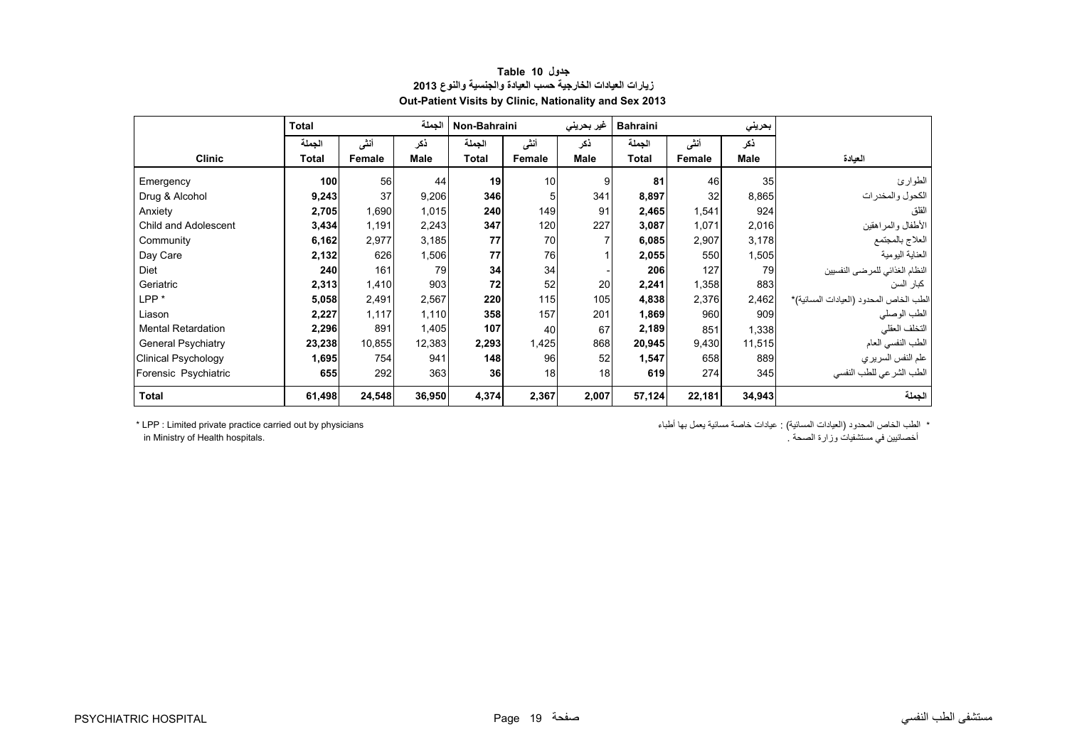**جدول 10 Table**

**زيارات العيادات الخارجية حسب العيادة والجنسية والنوع 2013**

**Out-Patient Visits by Clinic, Nationality and Sex 2013**

| | Total | | الجملة | Non-Bahraini | | غير بحريني | Bahraini | | بحريني | |
|---|---|---|---|---|---|---|---|---|---|---|
| | الجملة | أنثى | ذكر | الجملة | أنثى | ذكر | الجملة | أنثى | ذكر | |
| **Clinic** | **Total** | **Female** | **Male** | **Total** | **Female** | **Male** | **Total** | **Female** | **Male** | **العيادة** |
| Emergency | **100** | 56 | 44 | **19** | 10 | 9 | **81** | 46 | 35 | الطوارئ |
| Drug & Alcohol | **9,243** | 37 | 9,206 | **346** | 5 | 341 | **8,897** | 32 | 8,865 | الكحول والمخدرات |
| Anxiety | **2,705** | 1,690 | 1,015 | **240** | 149 | 91 | **2,465** | 1,541 | 924 | القلق |
| Child and Adolescent | **3,434** | 1,191 | 2,243 | **347** | 120 | 227 | **3,087** | 1,071 | 2,016 | الأطفال والمراهقين |
| Community | **6,162** | 2,977 | 3,185 | **77** | 70 | 7 | **6,085** | 2,907 | 3,178 | العلاج بالمجتمع |
| Day Care | **2,132** | 626 | 1,506 | **77** | 76 | 1 | **2,055** | 550 | 1,505 | العناية اليومية |
| Diet | **240** | 161 | 79 | **34** | 34 | - | **206** | 127 | 79 | النظام الغذائي للمرضى النفسيين |
| Geriatric | **2,313** | 1,410 | 903 | **72** | 52 | 20 | **2,241** | 1,358 | 883 | كبار السن |
| LPP * | **5,058** | 2,491 | 2,567 | **220** | 115 | 105 | **4,838** | 2,376 | 2,462 | الطب الخاص المحدود (العيادات المسائية)* |
| Liason | **2,227** | 1,117 | 1,110 | **358** | 157 | 201 | **1,869** | 960 | 909 | الطب الوصلي |
| Mental Retardation | **2,296** | 891 | 1,405 | **107** | 40 | 67 | **2,189** | 851 | 1,338 | التخلف العقلي |
| General Psychiatry | **23,238** | 10,855 | 12,383 | **2,293** | 1,425 | 868 | **20,945** | 9,430 | 11,515 | الطب النفسي العام |
| Clinical Psychology | **1,695** | 754 | 941 | **148** | 96 | 52 | **1,547** | 658 | 889 | علم النفس السريري |
| Forensic Psychiatric | **655** | 292 | 363 | **36** | 18 | 18 | **619** | 274 | 345 | الطب الشرعي للطب النفسي |
| **Total** | **61,498** | **24,548** | **36,950** | **4,374** | **2,367** | **2,007** | **57,124** | **22,181** | **34,943** | **الجملة** |

* LPP : Limited private practice carried out by physicians in Ministry of Health hospitals.

* الطب الخاص المحدود (العيادات المسائية) : عيادات خاصة مسائية يعمل بها أطباء أخصائيين في مستشفيات وزارة الصحة .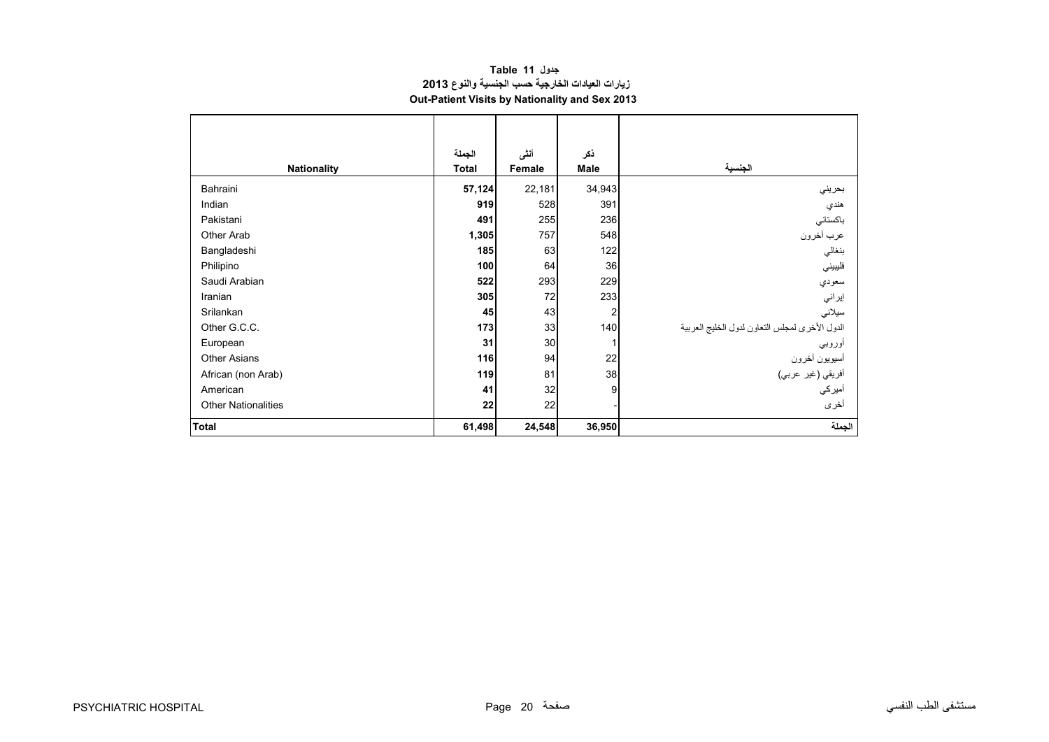## Table 11 جدول
## زيارات العيادات الخارجية حسب الجنسية والنوع 2013
## Out-Patient Visits by Nationality and Sex 2013

| Nationality | الجملة<br>Total | أنثى<br>Female | ذكر<br>Male | الجنسية |
|---|---|---|---|---|
| Bahraini | **57,124** | 22,181 | 34,943 | بحريني |
| Indian | **919** | 528 | 391 | هندي |
| Pakistani | **491** | 255 | 236 | باكستاني |
| Other Arab | **1,305** | 757 | 548 | عرب أخرون |
| Bangladeshi | **185** | 63 | 122 | بنغالي |
| Philipino | **100** | 64 | 36 | فلبيني |
| Saudi Arabian | **522** | 293 | 229 | سعودي |
| Iranian | **305** | 72 | 233 | إيراني |
| Srilankan | **45** | 43 | 2 | سيلاني |
| Other G.C.C. | **173** | 33 | 140 | الدول الأخرى لمجلس التعاون لدول الخليج العربية |
| European | **31** | 30 | 1 | أوروبي |
| Other Asians | **116** | 94 | 22 | أسيويون أخرون |
| African (non Arab) | **119** | 81 | 38 | أفريقي (غير عربي) |
| American | **41** | 32 | 9 | أميركي |
| Other Nationalities | **22** | 22 | - | أخرى |
| **Total** | **61,498** | **24,548** | **36,950** | **الجملة** |

PSYCHIATRIC HOSPITAL مستشفى الطب النفسي